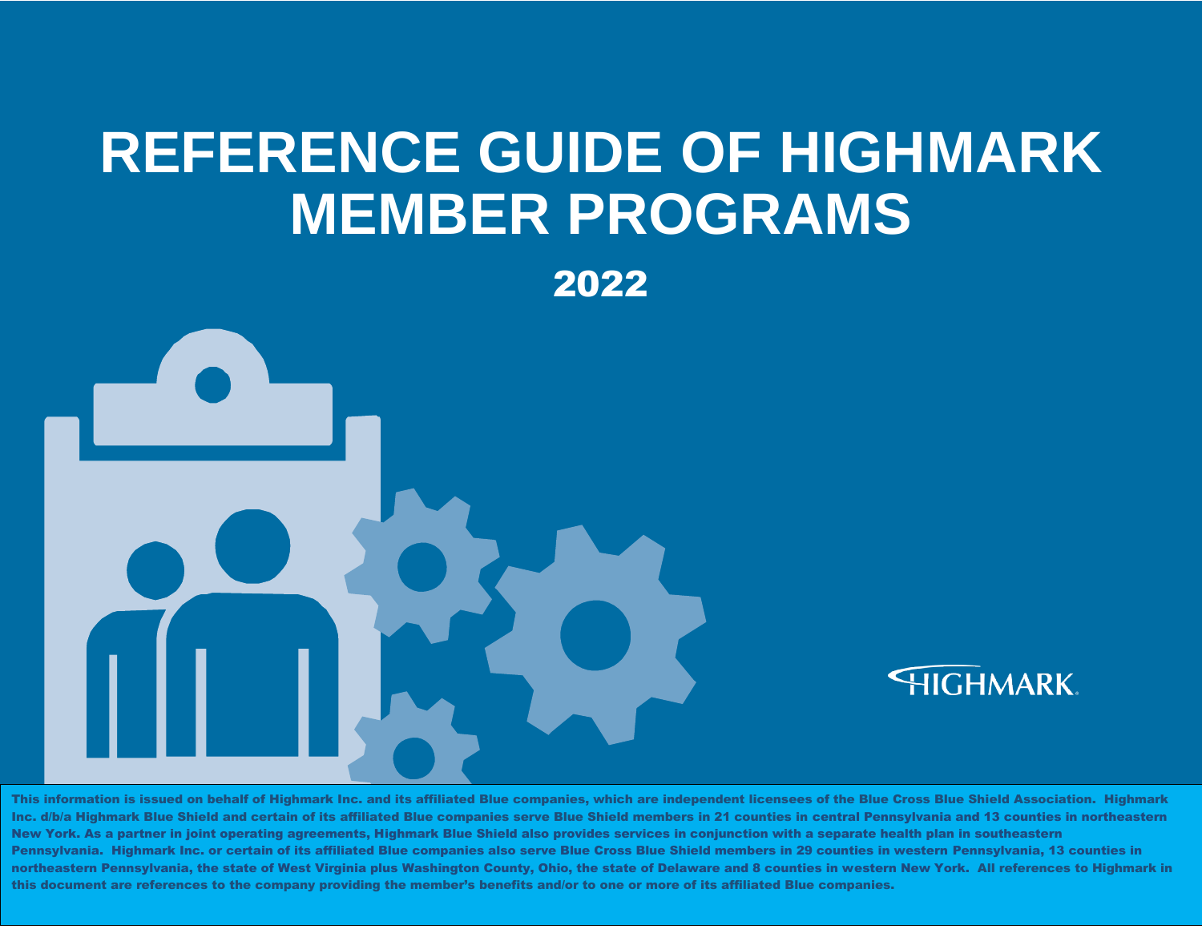# REFERENCE GUIDE OF HIGHMARK MEMBER PROGRAMS

## 2022

HIGHMARK.

This information is issued on behalf of Highmark Inc. and its affiliated Blue companies, which are independent licensees of the Blue Cross Blue Shield Association. Highmark Inc. d/b/a Highmark Blue Shield and certain of its affiliated Blue companies serve Blue Shield members in 21 counties in central Pennsylvania and 13 counties in northeastern New York. As a partner in joint operating agreements, Highmark Blue Shield also provides services in conjunction with a separate health plan in southeastern Pennsylvania. Highmark Inc. or certain of its affiliated Blue companies also serve Blue Cross Blue Shield members in 29 counties in western Pennsylvania, 13 counties in northeastern Pennsylvania, the state of West Virginia plus Washington County, Ohio, the state of Delaware and 8 counties in western New York. All references to Highmark in this document are references to the company providing the member's benefits and/or to one or more of its affiliated Blue companies.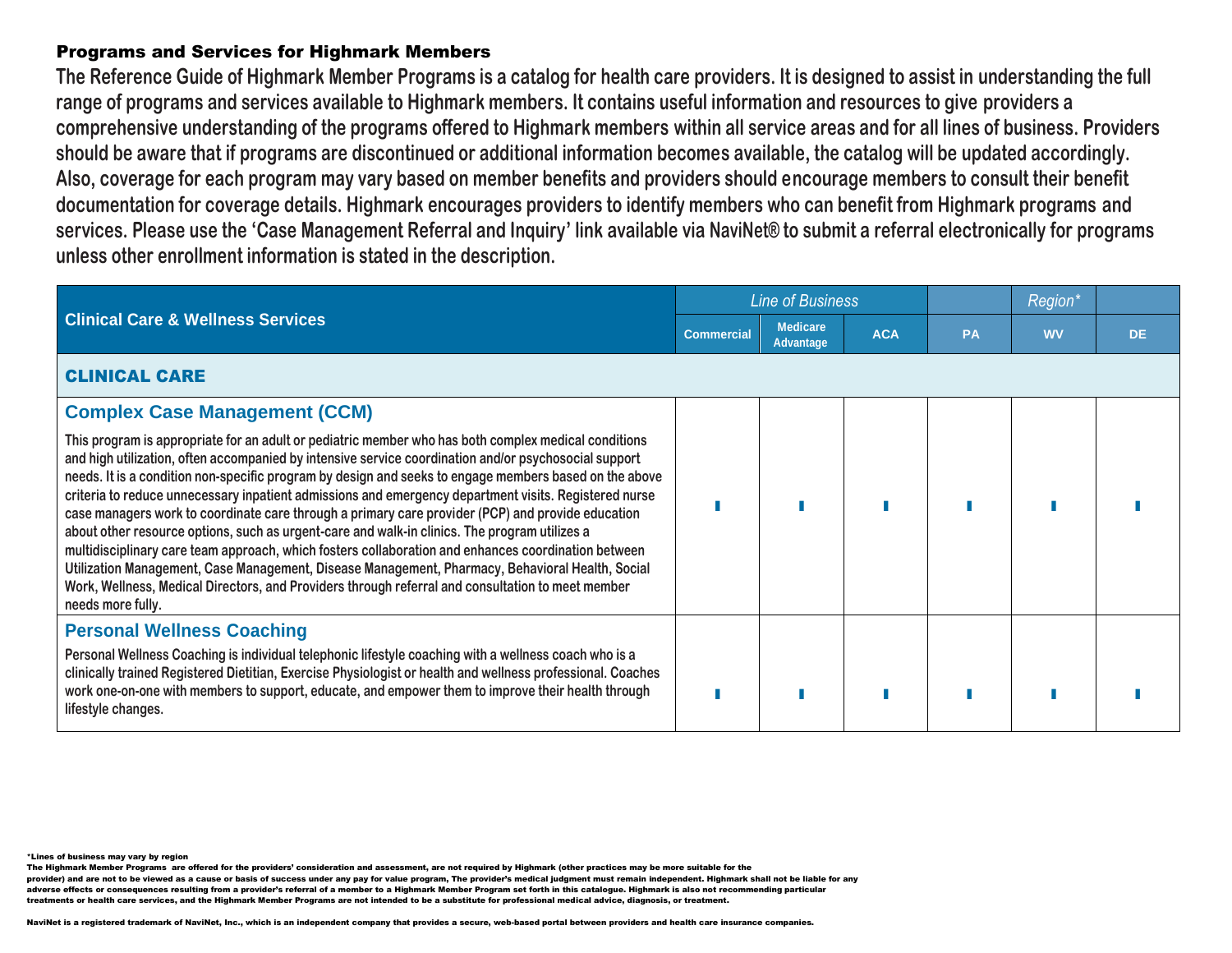### Programs and Services for Highmark Members

**The Reference Guide of Highmark Member Programs is a catalog for health care providers. It is designed to assist in understanding the full range of programs and services available to Highmark members. It contains useful information and resources to give providers a comprehensive understanding of the programs offered to Highmark members within all service areas and for all lines of business. Providers should be aware that if programs are discontinued or additional information becomes available, the catalog will be updated accordingly. Also, coverage for each program may vary based on member benefits and providers should encourage members to consult their benefit documentation for coverage details. Highmark encourages providers to identify members who can benefit from Highmark programs and services. Please use the 'Case Management Referral and Inquiry' link available via NaviNet® to submit a referral electronically for programs unless other enrollment information is stated in the description.**

| Clinical Care & Wellness Services | *Line of Business* | | | *Region\** | | |
|---|---|---|---|---|---|---|
| | Commercial | Medicare Advantage | ACA | PA | WV | DE |
| **CLINICAL CARE** | | | | | | |
| **Complex Case Management (CCM)**<br>This program is appropriate for an adult or pediatric member who has both complex medical conditions and high utilization, often accompanied by intensive service coordination and/or psychosocial support needs. It is a condition non-specific program by design and seeks to engage members based on the above criteria to reduce unnecessary inpatient admissions and emergency department visits. Registered nurse case managers work to coordinate care through a primary care provider (PCP) and provide education about other resource options, such as urgent-care and walk-in clinics. The program utilizes a multidisciplinary care team approach, which fosters collaboration and enhances coordination between Utilization Management, Case Management, Disease Management, Pharmacy, Behavioral Health, Social Work, Wellness, Medical Directors, and Providers through referral and consultation to meet member needs more fully. | ▮ | ▮ | ▮ | ▮ | ▮ | ▮ |
| **Personal Wellness Coaching**<br>Personal Wellness Coaching is individual telephonic lifestyle coaching with a wellness coach who is a clinically trained Registered Dietitian, Exercise Physiologist or health and wellness professional. Coaches work one-on-one with members to support, educate, and empower them to improve their health through lifestyle changes. | ▮ | ▮ | ▮ | ▮ | ▮ | ▮ |

*Lines of business may vary by region

The Highmark Member Programs are offered for the providers' consideration and assessment, are not required by Highmark (other practices may be more suitable for the provider) and are not to be viewed as a cause or basis of success under any pay for value program, The provider's medical judgment must remain independent. Highmark shall not be liable for any adverse effects or consequences resulting from a provider's referral of a member to a Highmark Member Program set forth in this catalogue. Highmark is also not recommending particular treatments or health care services, and the Highmark Member Programs are not intended to be a substitute for professional medical advice, diagnosis, or treatment.

NaviNet is a registered trademark of NaviNet, Inc., which is an independent company that provides a secure, web-based portal between providers and health care insurance companies.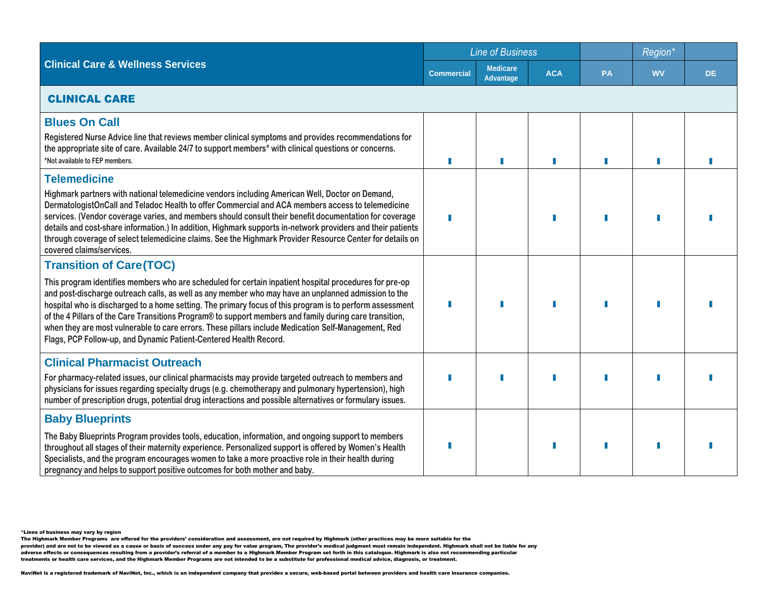| Clinical Care & Wellness Services | *Line of Business* | | | | *Region\** | |
|---|---|---|---|---|---|---|
| | Commercial | Medicare Advantage | ACA | PA | WV | DE |
| **CLINICAL CARE** | | | | | | |
| **Blues On Call**<br>Registered Nurse Advice line that reviews member clinical symptoms and provides recommendations for the appropriate site of care. Available 24/7 to support members* with clinical questions or concerns.<br>*Not available to FEP members. | ▮ | ▮ | ▮ | ▮ | ▮ | ▮ |
| **Telemedicine**<br>Highmark partners with national telemedicine vendors including American Well, Doctor on Demand, DermatologistOnCall and Teladoc Health to offer Commercial and ACA members access to telemedicine services. (Vendor coverage varies, and members should consult their benefit documentation for coverage details and cost-share information.) In addition, Highmark supports in-network providers and their patients through coverage of select telemedicine claims. See the Highmark Provider Resource Center for details on covered claims/services. | ▮ | | ▮ | ▮ | ▮ | ▮ |
| **Transition of Care(TOC)**<br>This program identifies members who are scheduled for certain inpatient hospital procedures for pre-op and post-discharge outreach calls, as well as any member who may have an unplanned admission to the hospital who is discharged to a home setting. The primary focus of this program is to perform assessment of the 4 Pillars of the Care Transitions Program® to support members and family during care transition, when they are most vulnerable to care errors. These pillars include Medication Self-Management, Red Flags, PCP Follow-up, and Dynamic Patient-Centered Health Record. | ▮ | ▮ | ▮ | ▮ | ▮ | ▮ |
| **Clinical Pharmacist Outreach**<br>For pharmacy-related issues, our clinical pharmacists may provide targeted outreach to members and physicians for issues regarding specialty drugs (e.g. chemotherapy and pulmonary hypertension), high number of prescription drugs, potential drug interactions and possible alternatives or formulary issues. | ▮ | ▮ | ▮ | ▮ | ▮ | ▮ |
| **Baby Blueprints**<br>The Baby Blueprints Program provides tools, education, information, and ongoing support to members throughout all stages of their maternity experience. Personalized support is offered by Women's Health Specialists, and the program encourages women to take a more proactive role in their health during pregnancy and helps to support positive outcomes for both mother and baby. | ▮ | | ▮ | ▮ | ▮ | ▮ |

**\*Lines of business may vary by region**

**The Highmark Member Programs are offered for the providers' consideration and assessment, are not required by Highmark (other practices may be more suitable for the provider) and are not to be viewed as a cause or basis of success under any pay for value program, The provider's medical judgment must remain independent. Highmark shall not be liable for any adverse effects or consequences resulting from a provider's referral of a member to a Highmark Member Program set forth in this catalogue. Highmark is also not recommending particular treatments or health care services, and the Highmark Member Programs are not intended to be a substitute for professional medical advice, diagnosis, or treatment.**

**NaviNet is a registered trademark of NaviNet, Inc., which is an independent company that provides a secure, web-based portal between providers and health care insurance companies.**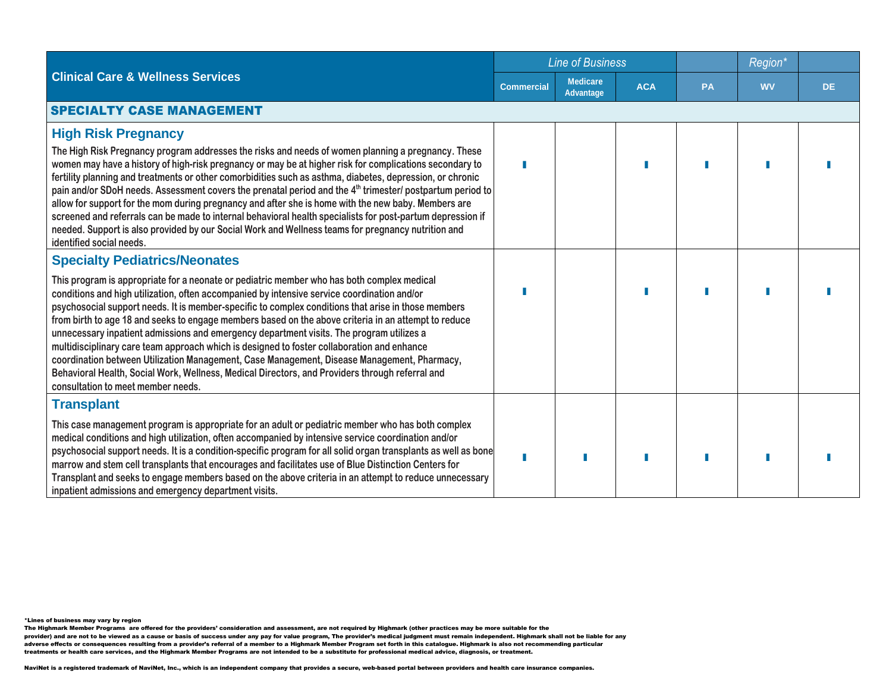| Clinical Care & Wellness Services | *Line of Business* | | | *Region** | | |
|---|---|---|---|---|---|---|
| | Commercial | Medicare Advantage | ACA | PA | WV | DE |
| **SPECIALTY CASE MANAGEMENT** | | | | | | |
| **High Risk Pregnancy**<br>The High Risk Pregnancy program addresses the risks and needs of women planning a pregnancy. These women may have a history of high-risk pregnancy or may be at higher risk for complications secondary to fertility planning and treatments or other comorbidities such as asthma, diabetes, depression, or chronic pain and/or SDoH needs. Assessment covers the prenatal period and the 4th trimester/ postpartum period to allow for support for the mom during pregnancy and after she is home with the new baby. Members are screened and referrals can be made to internal behavioral health specialists for post-partum depression if needed. Support is also provided by our Social Work and Wellness teams for pregnancy nutrition and identified social needs. | ▮ | | ▮ | ▮ | ▮ | ▮ |
| **Specialty Pediatrics/Neonates**<br>This program is appropriate for a neonate or pediatric member who has both complex medical conditions and high utilization, often accompanied by intensive service coordination and/or psychosocial support needs. It is member-specific to complex conditions that arise in those members from birth to age 18 and seeks to engage members based on the above criteria in an attempt to reduce unnecessary inpatient admissions and emergency department visits. The program utilizes a multidisciplinary care team approach which is designed to foster collaboration and enhance coordination between Utilization Management, Case Management, Disease Management, Pharmacy, Behavioral Health, Social Work, Wellness, Medical Directors, and Providers through referral and consultation to meet member needs. | ▮ | | ▮ | ▮ | ▮ | ▮ |
| **Transplant**<br>This case management program is appropriate for an adult or pediatric member who has both complex medical conditions and high utilization, often accompanied by intensive service coordination and/or psychosocial support needs. It is a condition-specific program for all solid organ transplants as well as bone marrow and stem cell transplants that encourages and facilitates use of Blue Distinction Centers for Transplant and seeks to engage members based on the above criteria in an attempt to reduce unnecessary inpatient admissions and emergency department visits. | ▮ | ▮ | ▮ | ▮ | ▮ | ▮ |

**\*Lines of business may vary by region**
**The Highmark Member Programs are offered for the providers' consideration and assessment, are not required by Highmark (other practices may be more suitable for the provider) and are not to be viewed as a cause or basis of success under any pay for value program, The provider's medical judgment must remain independent. Highmark shall not be liable for any adverse effects or consequences resulting from a provider's referral of a member to a Highmark Member Program set forth in this catalogue. Highmark is also not recommending particular treatments or health care services, and the Highmark Member Programs are not intended to be a substitute for professional medical advice, diagnosis, or treatment.**

**NaviNet is a registered trademark of NaviNet, Inc., which is an independent company that provides a secure, web-based portal between providers and health care insurance companies.**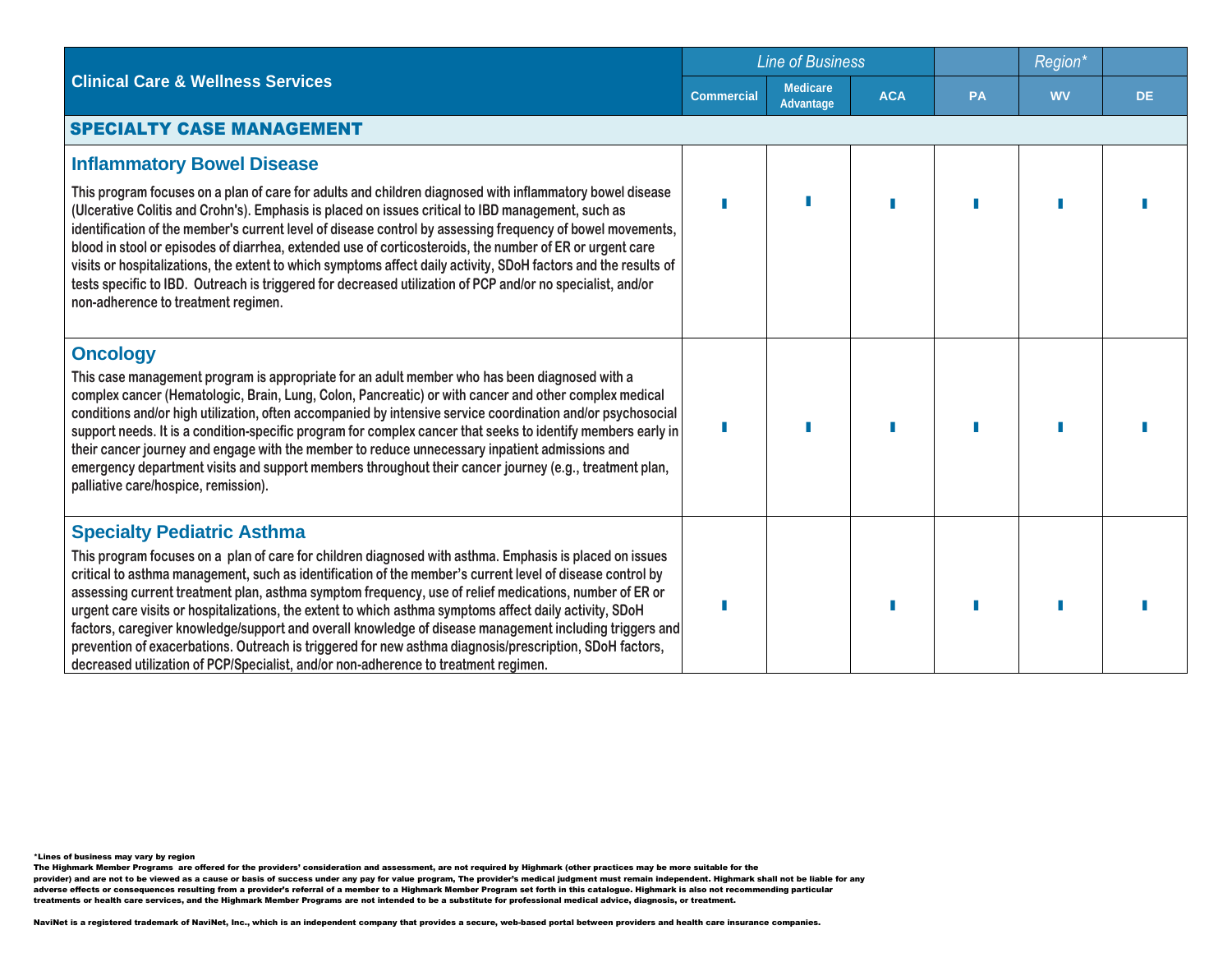| Clinical Care & Wellness Services | *Line of Business* | | | *Region** | | |
|---|---|---|---|---|---|---|
| | Commercial | Medicare Advantage | ACA | PA | WV | DE |
| **SPECIALTY CASE MANAGEMENT** | | | | | | |
| **Inflammatory Bowel Disease**<br>This program focuses on a plan of care for adults and children diagnosed with inflammatory bowel disease (Ulcerative Colitis and Crohn's). Emphasis is placed on issues critical to IBD management, such as identification of the member's current level of disease control by assessing frequency of bowel movements, blood in stool or episodes of diarrhea, extended use of corticosteroids, the number of ER or urgent care visits or hospitalizations, the extent to which symptoms affect daily activity, SDoH factors and the results of tests specific to IBD. Outreach is triggered for decreased utilization of PCP and/or no specialist, and/or non-adherence to treatment regimen. | ▮ | ▮ | ▮ | ▮ | ▮ | ▮ |
| **Oncology**<br>This case management program is appropriate for an adult member who has been diagnosed with a complex cancer (Hematologic, Brain, Lung, Colon, Pancreatic) or with cancer and other complex medical conditions and/or high utilization, often accompanied by intensive service coordination and/or psychosocial support needs. It is a condition-specific program for complex cancer that seeks to identify members early in their cancer journey and engage with the member to reduce unnecessary inpatient admissions and emergency department visits and support members throughout their cancer journey (e.g., treatment plan, palliative care/hospice, remission). | ▮ | ▮ | ▮ | ▮ | ▮ | ▮ |
| **Specialty Pediatric Asthma**<br>This program focuses on a plan of care for children diagnosed with asthma. Emphasis is placed on issues critical to asthma management, such as identification of the member's current level of disease control by assessing current treatment plan, asthma symptom frequency, use of relief medications, number of ER or urgent care visits or hospitalizations, the extent to which asthma symptoms affect daily activity, SDoH factors, caregiver knowledge/support and overall knowledge of disease management including triggers and prevention of exacerbations. Outreach is triggered for new asthma diagnosis/prescription, SDoH factors, decreased utilization of PCP/Specialist, and/or non-adherence to treatment regimen. | ▮ | | ▮ | ▮ | ▮ | ▮ |

*Lines of business may vary by region
The Highmark Member Programs are offered for the providers' consideration and assessment, are not required by Highmark (other practices may be more suitable for the provider) and are not to be viewed as a cause or basis of success under any pay for value program, The provider's medical judgment must remain independent. Highmark shall not be liable for any adverse effects or consequences resulting from a provider's referral of a member to a Highmark Member Program set forth in this catalogue. Highmark is also not recommending particular treatments or health care services, and the Highmark Member Programs are not intended to be a substitute for professional medical advice, diagnosis, or treatment.

NaviNet is a registered trademark of NaviNet, Inc., which is an independent company that provides a secure, web-based portal between providers and health care insurance companies.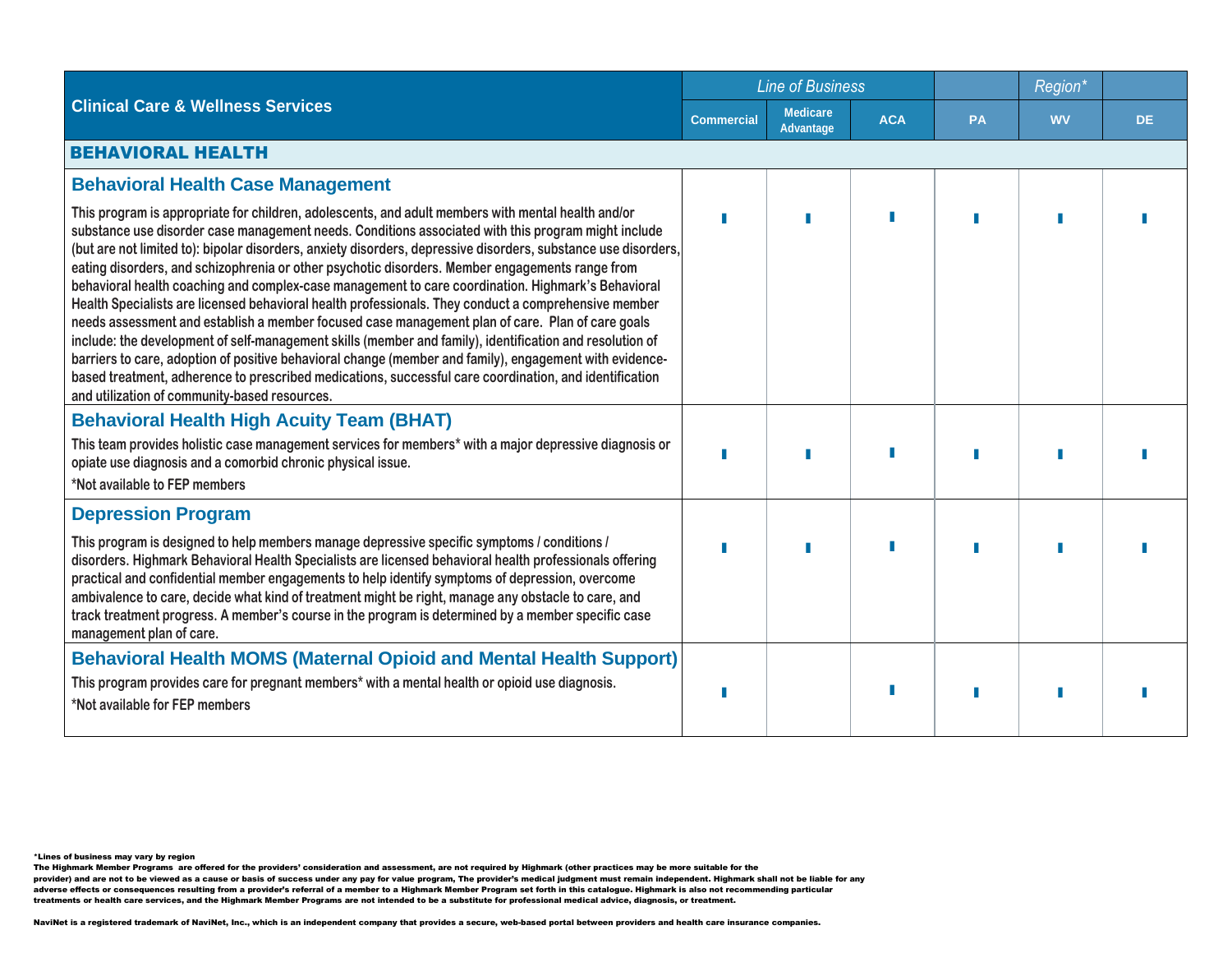| Clinical Care & Wellness Services | *Line of Business* | | | | *Region** | |
|---|---|---|---|---|---|---|
| | Commercial | Medicare Advantage | ACA | PA | WV | DE |
| **BEHAVIORAL HEALTH** | | | | | | |
| **Behavioral Health Case Management**<br><br>This program is appropriate for children, adolescents, and adult members with mental health and/or substance use disorder case management needs. Conditions associated with this program might include (but are not limited to): bipolar disorders, anxiety disorders, depressive disorders, substance use disorders, eating disorders, and schizophrenia or other psychotic disorders. Member engagements range from behavioral health coaching and complex-case management to care coordination. Highmark's Behavioral Health Specialists are licensed behavioral health professionals. They conduct a comprehensive member needs assessment and establish a member focused case management plan of care. Plan of care goals include: the development of self-management skills (member and family), identification and resolution of barriers to care, adoption of positive behavioral change (member and family), engagement with evidence-based treatment, adherence to prescribed medications, successful care coordination, and identification and utilization of community-based resources. | ▮ | ▮ | ▮ | ▮ | ▮ | ▮ |
| **Behavioral Health High Acuity Team (BHAT)**<br><br>This team provides holistic case management services for members* with a major depressive diagnosis or opiate use diagnosis and a comorbid chronic physical issue.<br><br>*Not available to FEP members | ▮ | ▮ | ▮ | ▮ | ▮ | ▮ |
| **Depression Program**<br><br>This program is designed to help members manage depressive specific symptoms / conditions / disorders. Highmark Behavioral Health Specialists are licensed behavioral health professionals offering practical and confidential member engagements to help identify symptoms of depression, overcome ambivalence to care, decide what kind of treatment might be right, manage any obstacle to care, and track treatment progress. A member's course in the program is determined by a member specific case management plan of care. | ▮ | ▮ | ▮ | ▮ | ▮ | ▮ |
| **Behavioral Health MOMS (Maternal Opioid and Mental Health Support)**<br><br>This program provides care for pregnant members* with a mental health or opioid use diagnosis.<br><br>*Not available for FEP members | ▮ | | ▮ | ▮ | ▮ | ▮ |

*Lines of business may vary by region

The Highmark Member Programs are offered for the providers' consideration and assessment, are not required by Highmark (other practices may be more suitable for the provider) and are not to be viewed as a cause or basis of success under any pay for value program, The provider's medical judgment must remain independent. Highmark shall not be liable for any adverse effects or consequences resulting from a provider's referral of a member to a Highmark Member Program set forth in this catalogue. Highmark is also not recommending particular treatments or health care services, and the Highmark Member Programs are not intended to be a substitute for professional medical advice, diagnosis, or treatment.

NaviNet is a registered trademark of NaviNet, Inc., which is an independent company that provides a secure, web-based portal between providers and health care insurance companies.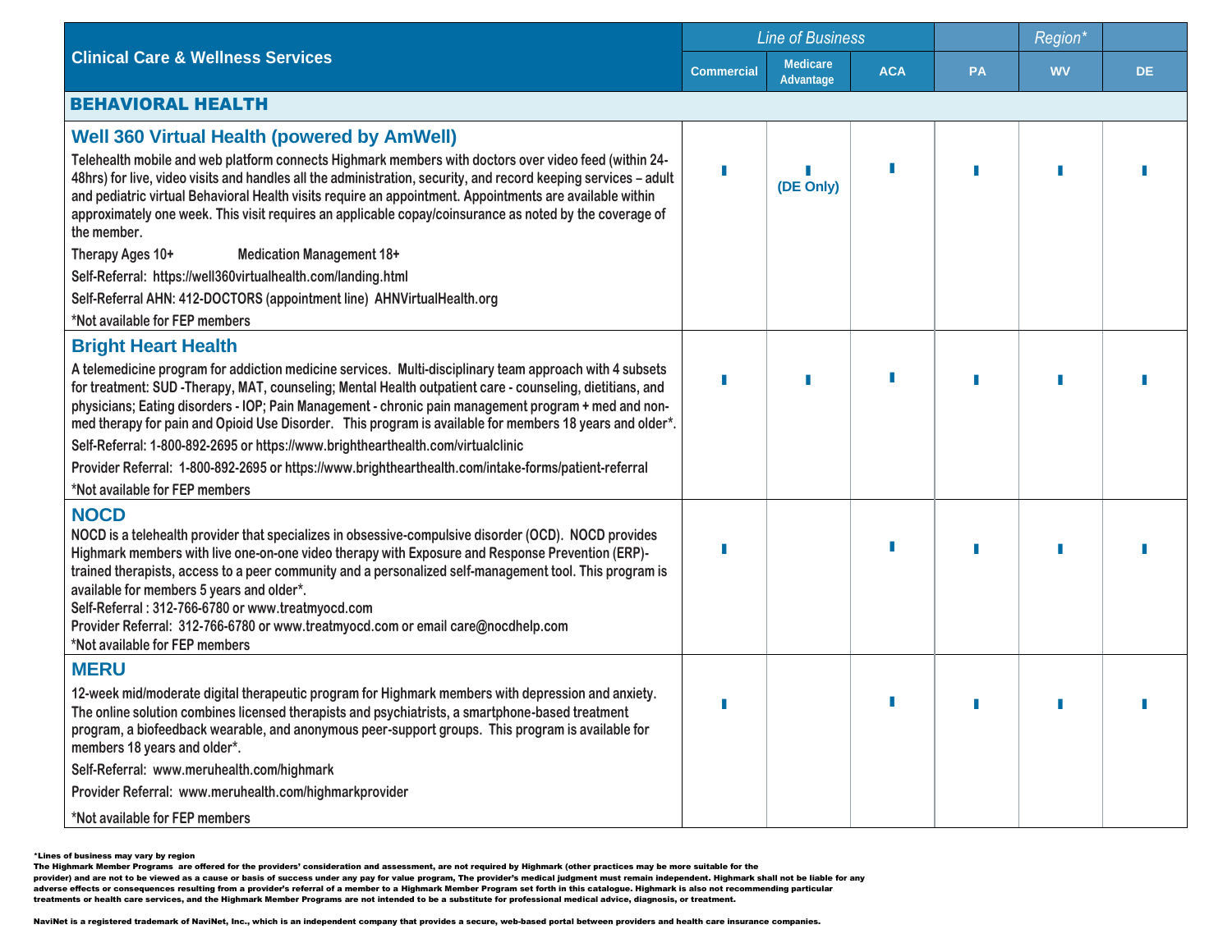| Clinical Care & Wellness Services | *Line of Business* | | | *Region** | | |
|---|---|---|---|---|---|---|
| | Commercial | Medicare Advantage | ACA | PA | WV | DE |
| **BEHAVIORAL HEALTH** | | | | | | |
| **Well 360 Virtual Health (powered by AmWell)**<br>Telehealth mobile and web platform connects Highmark members with doctors over video feed (within 24-48hrs) for live, video visits and handles all the administration, security, and record keeping services – adult and pediatric virtual Behavioral Health visits require an appointment. Appointments are available within approximately one week. This visit requires an applicable copay/coinsurance as noted by the coverage of the member.<br>Therapy Ages 10+ Medication Management 18+<br>Self-Referral: https://well360virtualhealth.com/landing.html<br>Self-Referral AHN: 412-DOCTORS (appointment line) AHNVirtualHealth.org<br>*Not available for FEP members | ▮ | ▮ (DE Only) | ▮ | ▮ | ▮ | ▮ |
| **Bright Heart Health**<br>A telemedicine program for addiction medicine services. Multi-disciplinary team approach with 4 subsets for treatment: SUD -Therapy, MAT, counseling; Mental Health outpatient care - counseling, dietitians, and physicians; Eating disorders - IOP; Pain Management - chronic pain management program + med and non-med therapy for pain and Opioid Use Disorder. This program is available for members 18 years and older*.<br>Self-Referral: 1-800-892-2695 or https://www.brighthearthealth.com/virtualclinic<br>Provider Referral: 1-800-892-2695 or https://www.brighthearthealth.com/intake-forms/patient-referral<br>*Not available for FEP members | ▮ | ▮ | ▮ | ▮ | ▮ | ▮ |
| **NOCD**<br>NOCD is a telehealth provider that specializes in obsessive-compulsive disorder (OCD). NOCD provides Highmark members with live one-on-one video therapy with Exposure and Response Prevention (ERP)-trained therapists, access to a peer community and a personalized self-management tool. This program is available for members 5 years and older*.<br>Self-Referral : 312-766-6780 or www.treatmyocd.com<br>Provider Referral: 312-766-6780 or www.treatmyocd.com or email care@nocdhelp.com<br>*Not available for FEP members | ▮ | | ▮ | ▮ | ▮ | ▮ |
| **MERU**<br>12-week mid/moderate digital therapeutic program for Highmark members with depression and anxiety. The online solution combines licensed therapists and psychiatrists, a smartphone-based treatment program, a biofeedback wearable, and anonymous peer-support groups. This program is available for members 18 years and older*.<br>Self-Referral: www.meruhealth.com/highmark<br>Provider Referral: www.meruhealth.com/highmarkprovider<br>*Not available for FEP members | ▮ | | ▮ | ▮ | ▮ | ▮ |

**\*Lines of business may vary by region**
**The Highmark Member Programs are offered for the providers' consideration and assessment, are not required by Highmark (other practices may be more suitable for the provider) and are not to be viewed as a cause or basis of success under any pay for value program, The provider's medical judgment must remain independent. Highmark shall not be liable for any adverse effects or consequences resulting from a provider's referral of a member to a Highmark Member Program set forth in this catalogue. Highmark is also not recommending particular treatments or health care services, and the Highmark Member Programs are not intended to be a substitute for professional medical advice, diagnosis, or treatment.**

**NaviNet is a registered trademark of NaviNet, Inc., which is an independent company that provides a secure, web-based portal between providers and health care insurance companies.**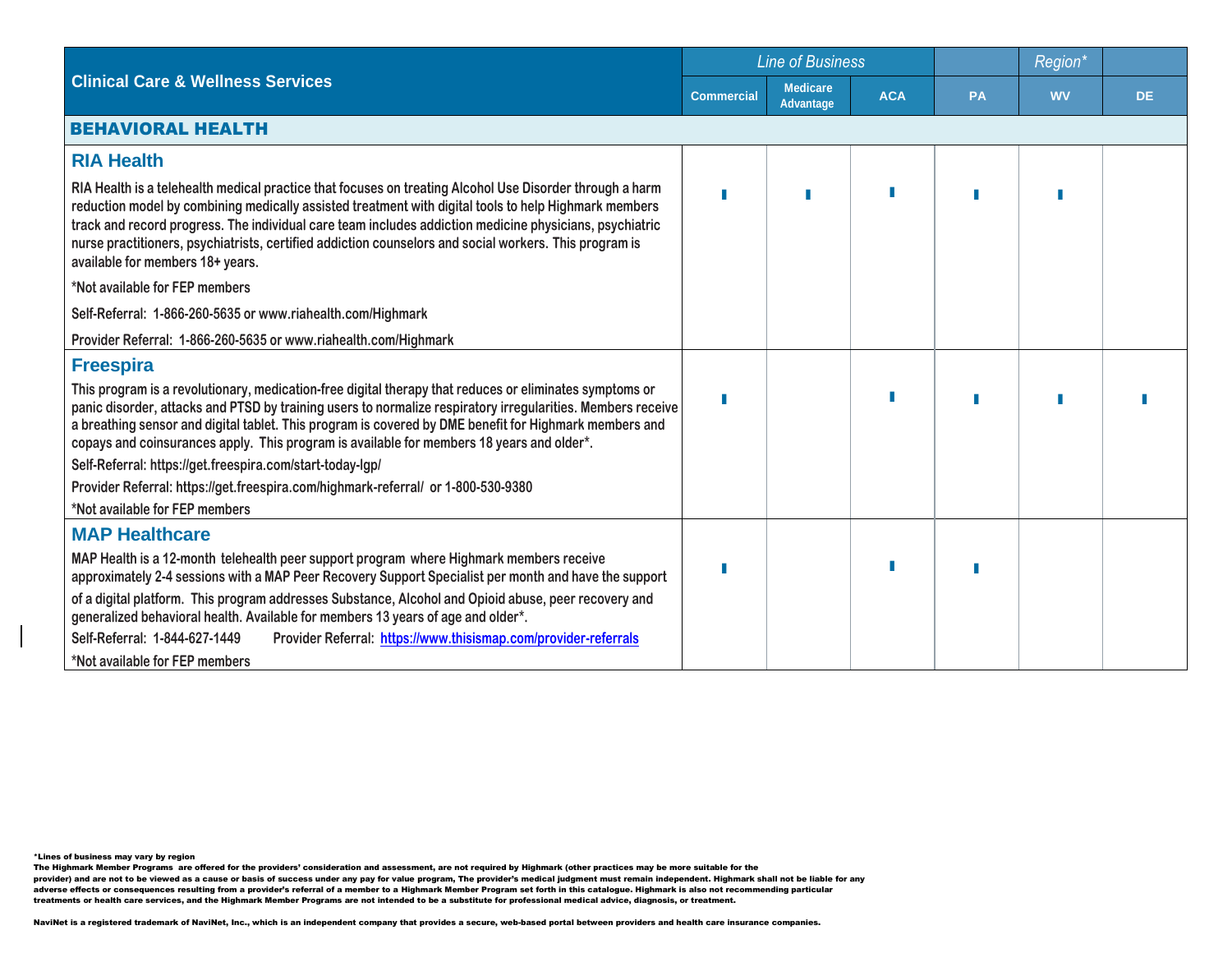| Clinical Care & Wellness Services | *Line of Business* | | | | *Region** | |
|---|---|---|---|---|---|---|
| | Commercial | Medicare Advantage | ACA | PA | WV | DE |
| **BEHAVIORAL HEALTH** | | | | | | |
| **RIA Health**<br><br>RIA Health is a telehealth medical practice that focuses on treating Alcohol Use Disorder through a harm reduction model by combining medically assisted treatment with digital tools to help Highmark members track and record progress. The individual care team includes addiction medicine physicians, psychiatric nurse practitioners, psychiatrists, certified addiction counselors and social workers. This program is available for members 18+ years.<br><br>*Not available for FEP members<br><br>Self-Referral: 1-866-260-5635 or www.riahealth.com/Highmark<br><br>Provider Referral: 1-866-260-5635 or www.riahealth.com/Highmark | ▮ | ▮ | ▮ | ▮ | ▮ | |
| **Freespira**<br><br>This program is a revolutionary, medication-free digital therapy that reduces or eliminates symptoms or panic disorder, attacks and PTSD by training users to normalize respiratory irregularities. Members receive a breathing sensor and digital tablet. This program is covered by DME benefit for Highmark members and copays and coinsurances apply. This program is available for members 18 years and older*.<br><br>Self-Referral: https://get.freespira.com/start-today-lgp/<br><br>Provider Referral: https://get.freespira.com/highmark-referral/ or 1-800-530-9380<br><br>*Not available for FEP members | ▮ | | ▮ | ▮ | ▮ | ▮ |
| **MAP Healthcare**<br><br>MAP Health is a 12-month telehealth peer support program where Highmark members receive approximately 2-4 sessions with a MAP Peer Recovery Support Specialist per month and have the support of a digital platform. This program addresses Substance, Alcohol and Opioid abuse, peer recovery and generalized behavioral health. Available for members 13 years of age and older*.<br><br>Self-Referral: 1-844-627-1449 Provider Referral: [https://www.thisismap.com/provider-referrals](https://www.thisismap.com/provider-referrals)<br><br>*Not available for FEP members | ▮ | | ▮ | ▮ | | |

**\*Lines of business may vary by region**

**The Highmark Member Programs are offered for the providers' consideration and assessment, are not required by Highmark (other practices may be more suitable for the provider) and are not to be viewed as a cause or basis of success under any pay for value program, The provider's medical judgment must remain independent. Highmark shall not be liable for any adverse effects or consequences resulting from a provider's referral of a member to a Highmark Member Program set forth in this catalogue. Highmark is also not recommending particular treatments or health care services, and the Highmark Member Programs are not intended to be a substitute for professional medical advice, diagnosis, or treatment.**

**NaviNet is a registered trademark of NaviNet, Inc., which is an independent company that provides a secure, web-based portal between providers and health care insurance companies.**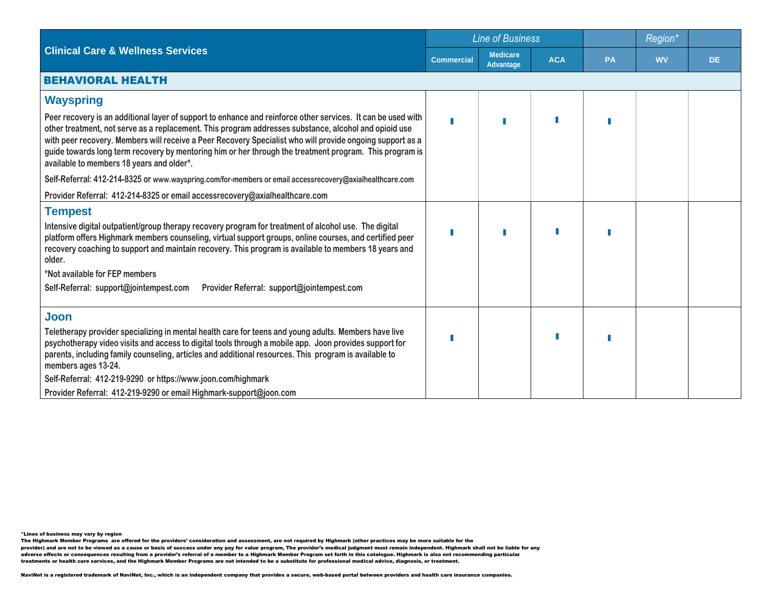| Clinical Care & Wellness Services | *Line of Business* | | | | *Region** | |
|---|---|---|---|---|---|---|
| | Commercial | Medicare Advantage | ACA | PA | WV | DE |
| **BEHAVIORAL HEALTH** | | | | | | |
| **Wayspring**<br>Peer recovery is an additional layer of support to enhance and reinforce other services. It can be used with other treatment, not serve as a replacement. This program addresses substance, alcohol and opioid use with peer recovery. Members will receive a Peer Recovery Specialist who will provide ongoing support as a guide towards long term recovery by mentoring him or her through the treatment program. This program is available to members 18 years and older*.<br>Self-Referral: 412-214-8325 or www.wayspring.com/for-members or email accessrecovery@axialhealthcare.com<br>Provider Referral: 412-214-8325 or email accessrecovery@axialhealthcare.com | ▮ | ▮ | ▮ | ▮ | | |
| **Tempest**<br>Intensive digital outpatient/group therapy recovery program for treatment of alcohol use. The digital platform offers Highmark members counseling, virtual support groups, online courses, and certified peer recovery coaching to support and maintain recovery. This program is available to members 18 years and older.<br>*Not available for FEP members<br>Self-Referral: support@jointempest.com Provider Referral: support@jointempest.com | ▮ | ▮ | ▮ | ▮ | | |
| **Joon**<br>Teletherapy provider specializing in mental health care for teens and young adults. Members have live psychotherapy video visits and access to digital tools through a mobile app. Joon provides support for parents, including family counseling, articles and additional resources. This program is available to members ages 13-24.<br>Self-Referral: 412-219-9290 or https://www.joon.com/highmark<br>Provider Referral: 412-219-9290 or email Highmark-support@joon.com | ▮ | | ▮ | ▮ | | |

*Lines of business may vary by region

The Highmark Member Programs are offered for the providers' consideration and assessment, are not required by Highmark (other practices may be more suitable for the provider) and are not to be viewed as a cause or basis of success under any pay for value program, The provider's medical judgment must remain independent. Highmark shall not be liable for any adverse effects or consequences resulting from a provider's referral of a member to a Highmark Member Program set forth in this catalogue. Highmark is also not recommending particular treatments or health care services, and the Highmark Member Programs are not intended to be a substitute for professional medical advice, diagnosis, or treatment.

NaviNet is a registered trademark of NaviNet, Inc., which is an independent company that provides a secure, web-based portal between providers and health care insurance companies.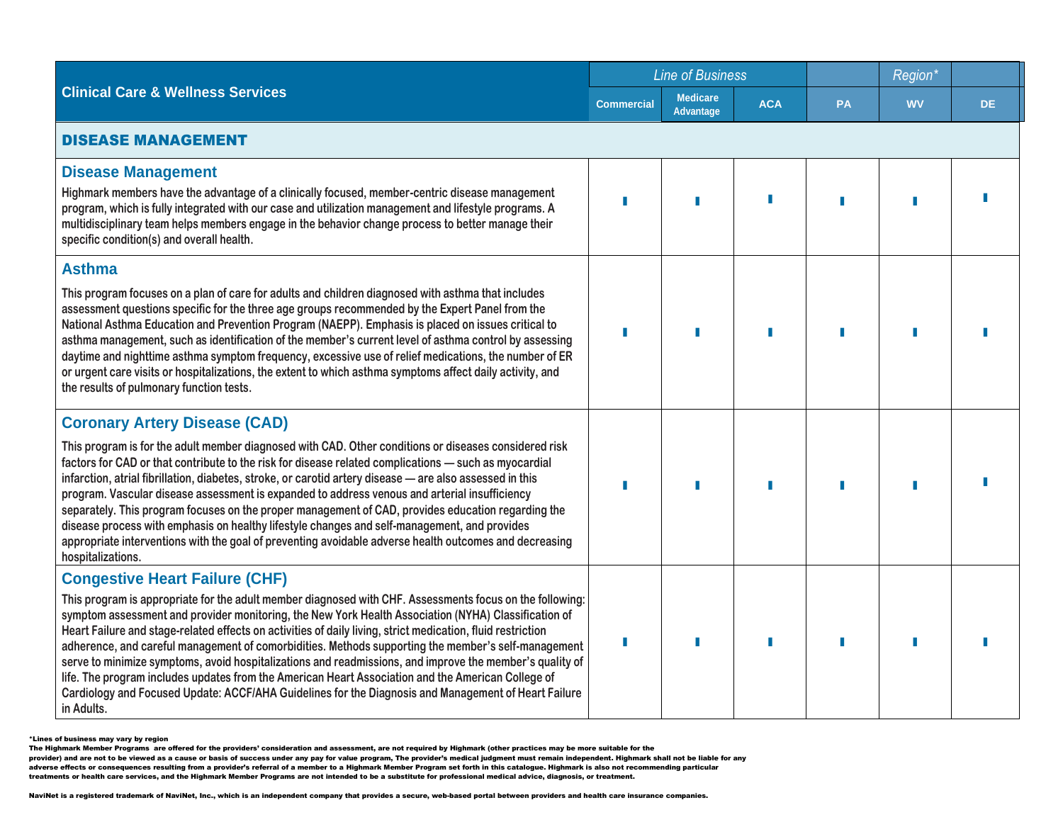| Clinical Care & Wellness Services | *Line of Business* | | | *Region** | | |
|---|---|---|---|---|---|---|
| | Commercial | Medicare Advantage | ACA | PA | WV | DE |
| **DISEASE MANAGEMENT** | | | | | | |
| **Disease Management**<br>Highmark members have the advantage of a clinically focused, member-centric disease management program, which is fully integrated with our case and utilization management and lifestyle programs. A multidisciplinary team helps members engage in the behavior change process to better manage their specific condition(s) and overall health. | ▮ | ▮ | ▮ | ▮ | ▮ | ▮ |
| **Asthma**<br>This program focuses on a plan of care for adults and children diagnosed with asthma that includes assessment questions specific for the three age groups recommended by the Expert Panel from the National Asthma Education and Prevention Program (NAEPP). Emphasis is placed on issues critical to asthma management, such as identification of the member's current level of asthma control by assessing daytime and nighttime asthma symptom frequency, excessive use of relief medications, the number of ER or urgent care visits or hospitalizations, the extent to which asthma symptoms affect daily activity, and the results of pulmonary function tests. | ▮ | ▮ | ▮ | ▮ | ▮ | ▮ |
| **Coronary Artery Disease (CAD)**<br>This program is for the adult member diagnosed with CAD. Other conditions or diseases considered risk factors for CAD or that contribute to the risk for disease related complications — such as myocardial infarction, atrial fibrillation, diabetes, stroke, or carotid artery disease — are also assessed in this program. Vascular disease assessment is expanded to address venous and arterial insufficiency separately. This program focuses on the proper management of CAD, provides education regarding the disease process with emphasis on healthy lifestyle changes and self-management, and provides appropriate interventions with the goal of preventing avoidable adverse health outcomes and decreasing hospitalizations. | ▮ | ▮ | ▮ | ▮ | ▮ | ▮ |
| **Congestive Heart Failure (CHF)**<br>This program is appropriate for the adult member diagnosed with CHF. Assessments focus on the following: symptom assessment and provider monitoring, the New York Health Association (NYHA) Classification of Heart Failure and stage-related effects on activities of daily living, strict medication, fluid restriction adherence, and careful management of comorbidities. Methods supporting the member's self-management serve to minimize symptoms, avoid hospitalizations and readmissions, and improve the member's quality of life. The program includes updates from the American Heart Association and the American College of Cardiology and Focused Update: ACCF/AHA Guidelines for the Diagnosis and Management of Heart Failure in Adults. | ▮ | ▮ | ▮ | ▮ | ▮ | ▮ |

*Lines of business may vary by region

The Highmark Member Programs are offered for the providers' consideration and assessment, are not required by Highmark (other practices may be more suitable for the provider) and are not to be viewed as a cause or basis of success under any pay for value program, The provider's medical judgment must remain independent. Highmark shall not be liable for any adverse effects or consequences resulting from a provider's referral of a member to a Highmark Member Program set forth in this catalogue. Highmark is also not recommending particular treatments or health care services, and the Highmark Member Programs are not intended to be a substitute for professional medical advice, diagnosis, or treatment.

NaviNet is a registered trademark of NaviNet, Inc., which is an independent company that provides a secure, web-based portal between providers and health care insurance companies.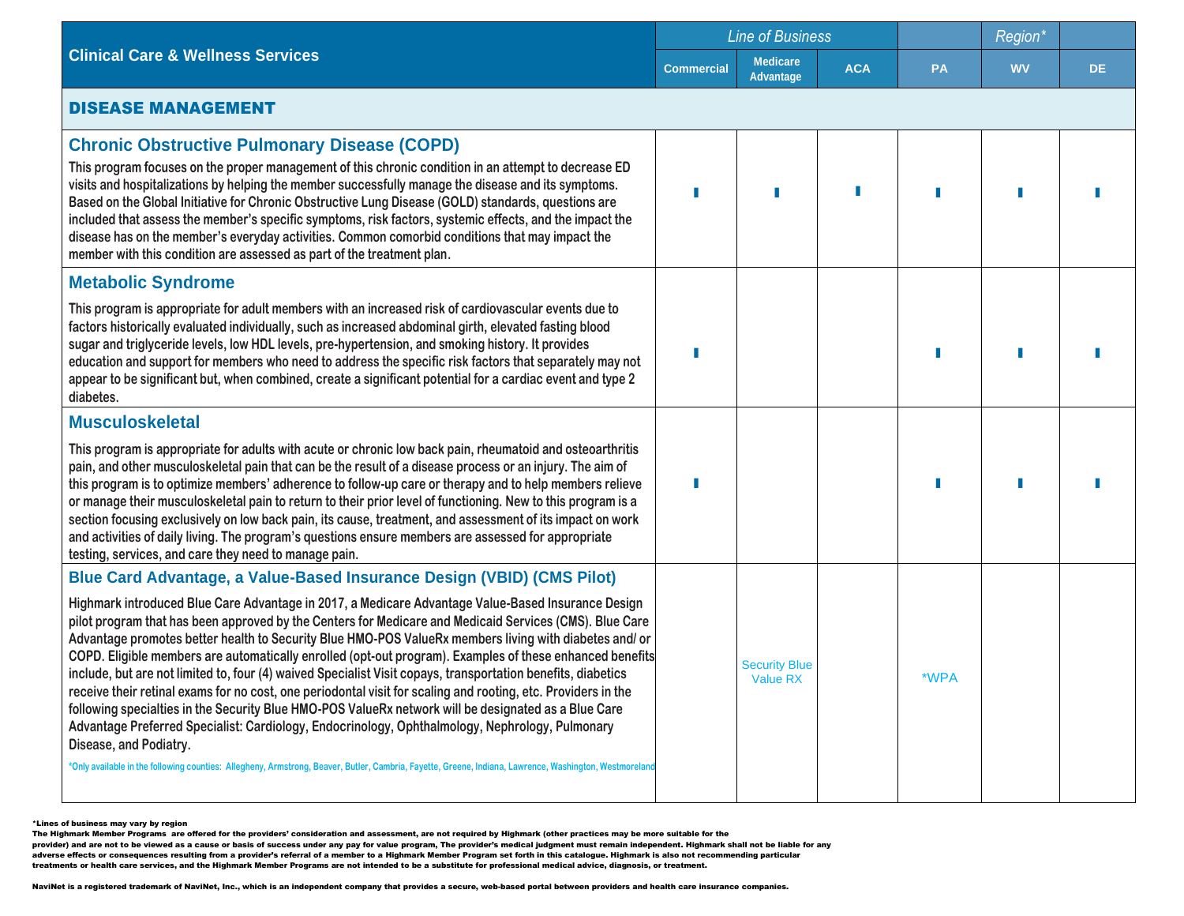| Clinical Care & Wellness Services | *Line of Business* | | | *Region** | | |
|---|---|---|---|---|---|---|
| | Commercial | Medicare Advantage | ACA | PA | WV | DE |
| **DISEASE MANAGEMENT** | | | | | | |
| **Chronic Obstructive Pulmonary Disease (COPD)**<br>This program focuses on the proper management of this chronic condition in an attempt to decrease ED visits and hospitalizations by helping the member successfully manage the disease and its symptoms. Based on the Global Initiative for Chronic Obstructive Lung Disease (GOLD) standards, questions are included that assess the member's specific symptoms, risk factors, systemic effects, and the impact the disease has on the member's everyday activities. Common comorbid conditions that may impact the member with this condition are assessed as part of the treatment plan. | ▮ | ▮ | ▮ | ▮ | ▮ | ▮ |
| **Metabolic Syndrome**<br>This program is appropriate for adult members with an increased risk of cardiovascular events due to factors historically evaluated individually, such as increased abdominal girth, elevated fasting blood sugar and triglyceride levels, low HDL levels, pre-hypertension, and smoking history. It provides education and support for members who need to address the specific risk factors that separately may not appear to be significant but, when combined, create a significant potential for a cardiac event and type 2 diabetes. | ▮ | | | ▮ | ▮ | ▮ |
| **Musculoskeletal**<br>This program is appropriate for adults with acute or chronic low back pain, rheumatoid and osteoarthritis pain, and other musculoskeletal pain that can be the result of a disease process or an injury. The aim of this program is to optimize members' adherence to follow-up care or therapy and to help members relieve or manage their musculoskeletal pain to return to their prior level of functioning. New to this program is a section focusing exclusively on low back pain, its cause, treatment, and assessment of its impact on work and activities of daily living. The program's questions ensure members are assessed for appropriate testing, services, and care they need to manage pain. | ▮ | | | ▮ | ▮ | ▮ |
| **Blue Card Advantage, a Value-Based Insurance Design (VBID) (CMS Pilot)**<br>Highmark introduced Blue Care Advantage in 2017, a Medicare Advantage Value-Based Insurance Design pilot program that has been approved by the Centers for Medicare and Medicaid Services (CMS). Blue Care Advantage promotes better health to Security Blue HMO-POS ValueRx members living with diabetes and/ or COPD. Eligible members are automatically enrolled (opt-out program). Examples of these enhanced benefits include, but are not limited to, four (4) waived Specialist Visit copays, transportation benefits, diabetics receive their retinal exams for no cost, one periodontal visit for scaling and rooting, etc. Providers in the following specialties in the Security Blue HMO-POS ValueRx network will be designated as a Blue Care Advantage Preferred Specialist: Cardiology, Endocrinology, Ophthalmology, Nephrology, Pulmonary Disease, and Podiatry.<br>*Only available in the following counties: Allegheny, Armstrong, Beaver, Butler, Cambria, Fayette, Greene, Indiana, Lawrence, Washington, Westmoreland | | Security Blue Value RX | | *WPA | | |

*Lines of business may vary by region

The Highmark Member Programs are offered for the providers' consideration and assessment, are not required by Highmark (other practices may be more suitable for the provider) and are not to be viewed as a cause or basis of success under any pay for value program, The provider's medical judgment must remain independent. Highmark shall not be liable for any adverse effects or consequences resulting from a provider's referral of a member to a Highmark Member Program set forth in this catalogue. Highmark is also not recommending particular treatments or health care services, and the Highmark Member Programs are not intended to be a substitute for professional medical advice, diagnosis, or treatment.

NaviNet is a registered trademark of NaviNet, Inc., which is an independent company that provides a secure, web-based portal between providers and health care insurance companies.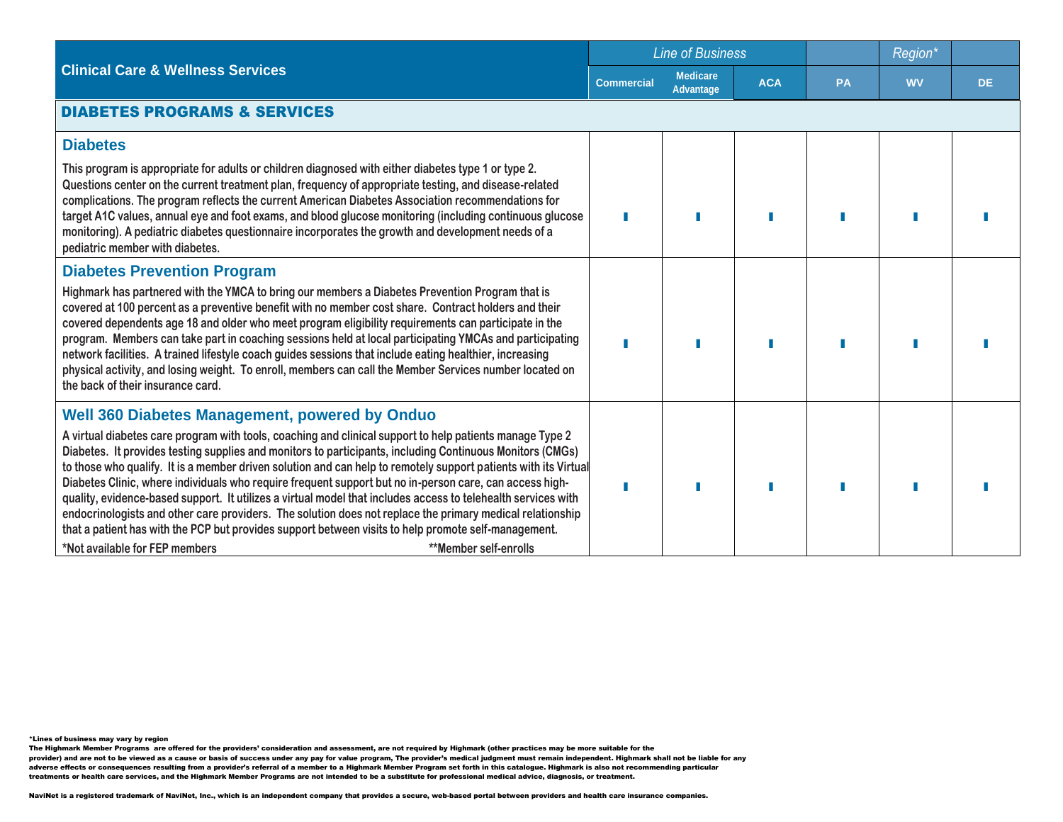| Clinical Care & Wellness Services | *Line of Business* | | | | *Region** | |
|---|---|---|---|---|---|---|
| | Commercial | Medicare Advantage | ACA | PA | WV | DE |
| **DIABETES PROGRAMS & SERVICES** | | | | | | |
| **Diabetes**<br>This program is appropriate for adults or children diagnosed with either diabetes type 1 or type 2. Questions center on the current treatment plan, frequency of appropriate testing, and disease-related complications. The program reflects the current American Diabetes Association recommendations for target A1C values, annual eye and foot exams, and blood glucose monitoring (including continuous glucose monitoring). A pediatric diabetes questionnaire incorporates the growth and development needs of a pediatric member with diabetes. | ▮ | ▮ | ▮ | ▮ | ▮ | ▮ |
| **Diabetes Prevention Program**<br>Highmark has partnered with the YMCA to bring our members a Diabetes Prevention Program that is covered at 100 percent as a preventive benefit with no member cost share. Contract holders and their covered dependents age 18 and older who meet program eligibility requirements can participate in the program. Members can take part in coaching sessions held at local participating YMCAs and participating network facilities. A trained lifestyle coach guides sessions that include eating healthier, increasing physical activity, and losing weight. To enroll, members can call the Member Services number located on the back of their insurance card. | ▮ | ▮ | ▮ | ▮ | ▮ | ▮ |
| **Well 360 Diabetes Management, powered by Onduo**<br>A virtual diabetes care program with tools, coaching and clinical support to help patients manage Type 2 Diabetes. It provides testing supplies and monitors to participants, including Continuous Monitors (CMGs) to those who qualify. It is a member driven solution and can help to remotely support patients with its Virtual Diabetes Clinic, where individuals who require frequent support but no in-person care, can access high-quality, evidence-based support. It utilizes a virtual model that includes access to telehealth services with endocrinologists and other care providers. The solution does not replace the primary medical relationship that a patient has with the PCP but provides support between visits to help promote self-management.<br>*Not available for FEP members **Member self-enrolls | ▮ | ▮ | ▮ | ▮ | ▮ | ▮ |

*Lines of business may vary by region

The Highmark Member Programs are offered for the providers' consideration and assessment, are not required by Highmark (other practices may be more suitable for the provider) and are not to be viewed as a cause or basis of success under any pay for value program, The provider's medical judgment must remain independent. Highmark shall not be liable for any adverse effects or consequences resulting from a provider's referral of a member to a Highmark Member Program set forth in this catalogue. Highmark is also not recommending particular treatments or health care services, and the Highmark Member Programs are not intended to be a substitute for professional medical advice, diagnosis, or treatment.

NaviNet is a registered trademark of NaviNet, Inc., which is an independent company that provides a secure, web-based portal between providers and health care insurance companies.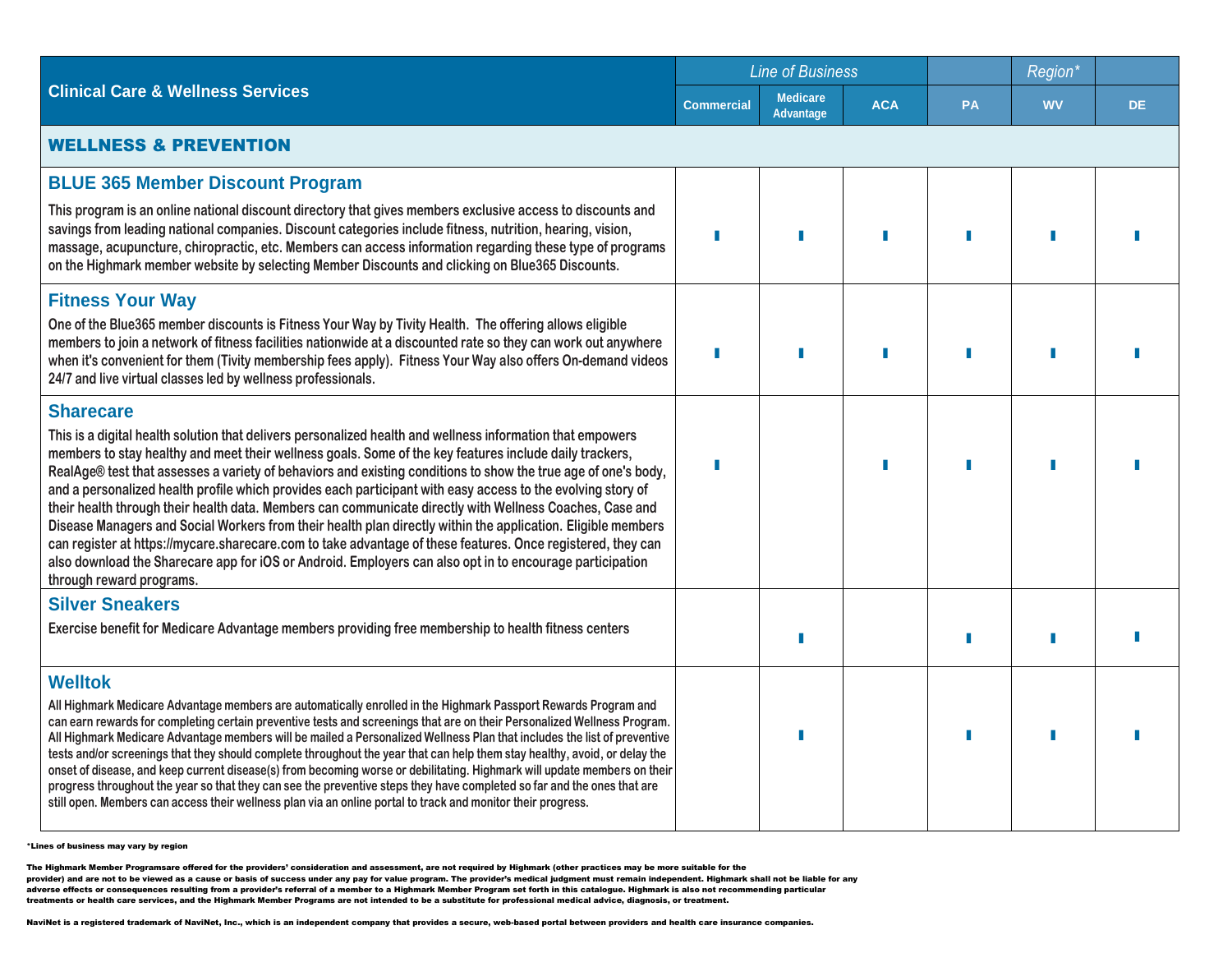| Clinical Care & Wellness Services | *Line of Business* | | | | *Region** | |
|---|---|---|---|---|---|---|
| | Commercial | Medicare Advantage | ACA | PA | WV | DE |
| **WELLNESS & PREVENTION** | | | | | | |
| **BLUE 365 Member Discount Program**<br>This program is an online national discount directory that gives members exclusive access to discounts and savings from leading national companies. Discount categories include fitness, nutrition, hearing, vision, massage, acupuncture, chiropractic, etc. Members can access information regarding these type of programs on the Highmark member website by selecting Member Discounts and clicking on Blue365 Discounts. | ▮ | ▮ | ▮ | ▮ | ▮ | ▮ |
| **Fitness Your Way**<br>One of the Blue365 member discounts is Fitness Your Way by Tivity Health. The offering allows eligible members to join a network of fitness facilities nationwide at a discounted rate so they can work out anywhere when it's convenient for them (Tivity membership fees apply). Fitness Your Way also offers On-demand videos 24/7 and live virtual classes led by wellness professionals. | ▮ | ▮ | ▮ | ▮ | ▮ | ▮ |
| **Sharecare**<br>This is a digital health solution that delivers personalized health and wellness information that empowers members to stay healthy and meet their wellness goals. Some of the key features include daily trackers, RealAge® test that assesses a variety of behaviors and existing conditions to show the true age of one's body, and a personalized health profile which provides each participant with easy access to the evolving story of their health through their health data. Members can communicate directly with Wellness Coaches, Case and Disease Managers and Social Workers from their health plan directly within the application. Eligible members can register at https://mycare.sharecare.com to take advantage of these features. Once registered, they can also download the Sharecare app for iOS or Android. Employers can also opt in to encourage participation through reward programs. | ▮ | | ▮ | ▮ | ▮ | ▮ |
| **Silver Sneakers**<br>Exercise benefit for Medicare Advantage members providing free membership to health fitness centers | | ▮ | | ▮ | ▮ | ▮ |
| **Welltok**<br>All Highmark Medicare Advantage members are automatically enrolled in the Highmark Passport Rewards Program and can earn rewards for completing certain preventive tests and screenings that are on their Personalized Wellness Program. All Highmark Medicare Advantage members will be mailed a Personalized Wellness Plan that includes the list of preventive tests and/or screenings that they should complete throughout the year that can help them stay healthy, avoid, or delay the onset of disease, and keep current disease(s) from becoming worse or debilitating. Highmark will update members on their progress throughout the year so that they can see the preventive steps they have completed so far and the ones that are still open. Members can access their wellness plan via an online portal to track and monitor their progress. | | ▮ | | ▮ | ▮ | ▮ |

*Lines of business may vary by region

The Highmark Member Programsare offered for the providers' consideration and assessment, are not required by Highmark (other practices may be more suitable for the provider) and are not to be viewed as a cause or basis of success under any pay for value program. The provider's medical judgment must remain independent. Highmark shall not be liable for any adverse effects or consequences resulting from a provider's referral of a member to a Highmark Member Program set forth in this catalogue. Highmark is also not recommending particular treatments or health care services, and the Highmark Member Programs are not intended to be a substitute for professional medical advice, diagnosis, or treatment.

NaviNet is a registered trademark of NaviNet, Inc., which is an independent company that provides a secure, web-based portal between providers and health care insurance companies.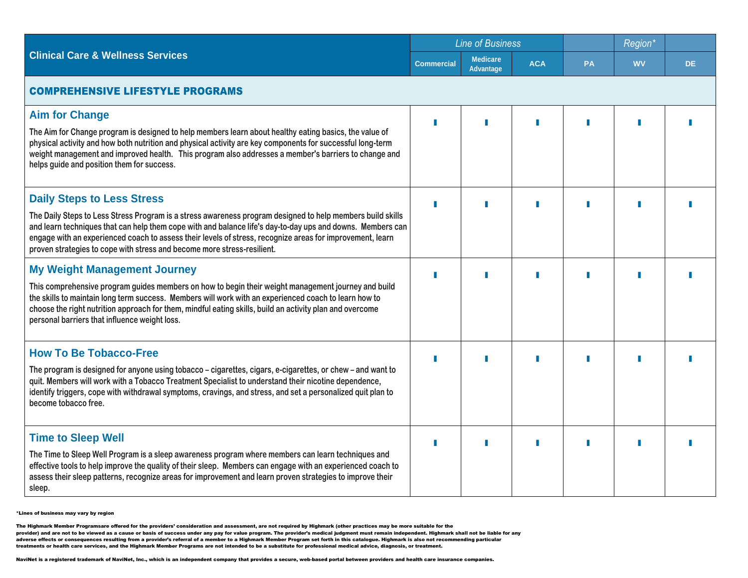| Clinical Care & Wellness Services | *Line of Business* | | | | *Region** | |
|---|---|---|---|---|---|---|
| | Commercial | Medicare Advantage | ACA | PA | WV | DE |
| **COMPREHENSIVE LIFESTYLE PROGRAMS** | | | | | | |
| **Aim for Change**<br>The Aim for Change program is designed to help members learn about healthy eating basics, the value of physical activity and how both nutrition and physical activity are key components for successful long-term weight management and improved health. This program also addresses a member's barriers to change and helps guide and position them for success. | ▮ | ▮ | ▮ | ▮ | ▮ | ▮ |
| **Daily Steps to Less Stress**<br>The Daily Steps to Less Stress Program is a stress awareness program designed to help members build skills and learn techniques that can help them cope with and balance life's day-to-day ups and downs. Members can engage with an experienced coach to assess their levels of stress, recognize areas for improvement, learn proven strategies to cope with stress and become more stress-resilient. | ▮ | ▮ | ▮ | ▮ | ▮ | ▮ |
| **My Weight Management Journey**<br>This comprehensive program guides members on how to begin their weight management journey and build the skills to maintain long term success. Members will work with an experienced coach to learn how to choose the right nutrition approach for them, mindful eating skills, build an activity plan and overcome personal barriers that influence weight loss. | ▮ | ▮ | ▮ | ▮ | ▮ | ▮ |
| **How To Be Tobacco-Free**<br>The program is designed for anyone using tobacco – cigarettes, cigars, e-cigarettes, or chew – and want to quit. Members will work with a Tobacco Treatment Specialist to understand their nicotine dependence, identify triggers, cope with withdrawal symptoms, cravings, and stress, and set a personalized quit plan to become tobacco free. | ▮ | ▮ | ▮ | ▮ | ▮ | ▮ |
| **Time to Sleep Well**<br>The Time to Sleep Well Program is a sleep awareness program where members can learn techniques and effective tools to help improve the quality of their sleep. Members can engage with an experienced coach to assess their sleep patterns, recognize areas for improvement and learn proven strategies to improve their sleep. | ▮ | ▮ | ▮ | ▮ | ▮ | ▮ |

*Lines of business may vary by region

The Highmark Member Programsare offered for the providers' consideration and assessment, are not required by Highmark (other practices may be more suitable for the provider) and are not to be viewed as a cause or basis of success under any pay for value program. The provider's medical judgment must remain independent. Highmark shall not be liable for any adverse effects or consequences resulting from a provider's referral of a member to a Highmark Member Program set forth in this catalogue. Highmark is also not recommending particular treatments or health care services, and the Highmark Member Programs are not intended to be a substitute for professional medical advice, diagnosis, or treatment.

NaviNet is a registered trademark of NaviNet, Inc., which is an independent company that provides a secure, web-based portal between providers and health care insurance companies.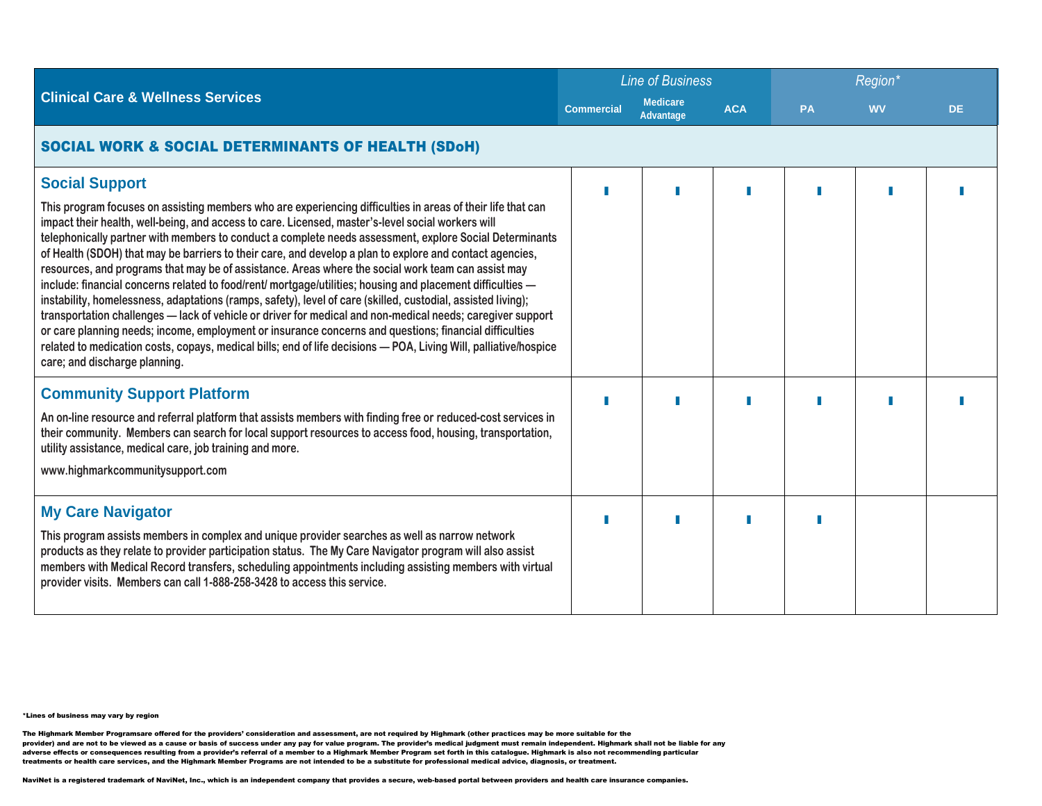| Clinical Care & Wellness Services | *Line of Business* | | | *Region** | | |
|---|---|---|---|---|---|---|
| | Commercial | Medicare Advantage | ACA | PA | WV | DE |
| **SOCIAL WORK & SOCIAL DETERMINANTS OF HEALTH (SDoH)** | | | | | | |
| **Social Support**<br><br>This program focuses on assisting members who are experiencing difficulties in areas of their life that can impact their health, well-being, and access to care. Licensed, master's-level social workers will telephonically partner with members to conduct a complete needs assessment, explore Social Determinants of Health (SDOH) that may be barriers to their care, and develop a plan to explore and contact agencies, resources, and programs that may be of assistance. Areas where the social work team can assist may include: financial concerns related to food/rent/ mortgage/utilities; housing and placement difficulties — instability, homelessness, adaptations (ramps, safety), level of care (skilled, custodial, assisted living); transportation challenges — lack of vehicle or driver for medical and non-medical needs; caregiver support or care planning needs; income, employment or insurance concerns and questions; financial difficulties related to medication costs, copays, medical bills; end of life decisions — POA, Living Will, palliative/hospice care; and discharge planning. | ▮ | ▮ | ▮ | ▮ | ▮ | ▮ |
| **Community Support Platform**<br><br>An on-line resource and referral platform that assists members with finding free or reduced-cost services in their community. Members can search for local support resources to access food, housing, transportation, utility assistance, medical care, job training and more.<br><br>www.highmarkcommunitysupport.com | ▮ | ▮ | ▮ | ▮ | ▮ | ▮ |
| **My Care Navigator**<br><br>This program assists members in complex and unique provider searches as well as narrow network products as they relate to provider participation status. The My Care Navigator program will also assist members with Medical Record transfers, scheduling appointments including assisting members with virtual provider visits. Members can call 1-888-258-3428 to access this service. | ▮ | ▮ | ▮ | ▮ | | |

*Lines of business may vary by region

The Highmark Member Programsare offered for the providers' consideration and assessment, are not required by Highmark (other practices may be more suitable for the provider) and are not to be viewed as a cause or basis of success under any pay for value program. The provider's medical judgment must remain independent. Highmark shall not be liable for any adverse effects or consequences resulting from a provider's referral of a member to a Highmark Member Program set forth in this catalogue. Highmark is also not recommending particular treatments or health care services, and the Highmark Member Programs are not intended to be a substitute for professional medical advice, diagnosis, or treatment.

NaviNet is a registered trademark of NaviNet, Inc., which is an independent company that provides a secure, web-based portal between providers and health care insurance companies.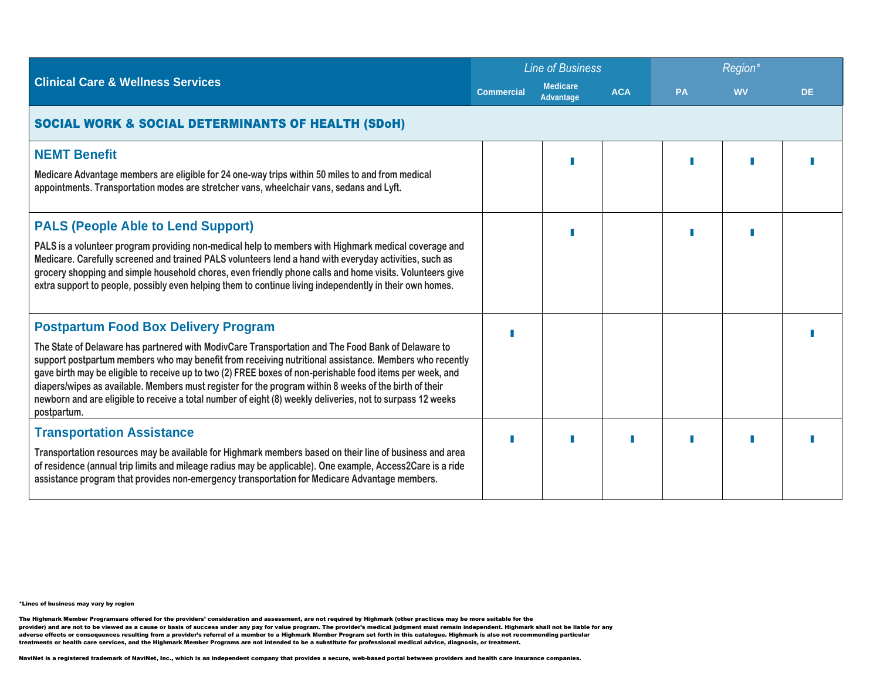| Clinical Care & Wellness Services | *Line of Business* | | | *Region** | | |
|---|---|---|---|---|---|---|
| | Commercial | Medicare Advantage | ACA | PA | WV | DE |
| **SOCIAL WORK & SOCIAL DETERMINANTS OF HEALTH (SDoH)** | | | | | | |
| **NEMT Benefit**<br><br>Medicare Advantage members are eligible for 24 one-way trips within 50 miles to and from medical appointments. Transportation modes are stretcher vans, wheelchair vans, sedans and Lyft. | | ▮ | | ▮ | ▮ | ▮ |
| **PALS (People Able to Lend Support)**<br><br>PALS is a volunteer program providing non-medical help to members with Highmark medical coverage and Medicare. Carefully screened and trained PALS volunteers lend a hand with everyday activities, such as grocery shopping and simple household chores, even friendly phone calls and home visits. Volunteers give extra support to people, possibly even helping them to continue living independently in their own homes. | | ▮ | | ▮ | ▮ | |
| **Postpartum Food Box Delivery Program**<br><br>The State of Delaware has partnered with ModivCare Transportation and The Food Bank of Delaware to support postpartum members who may benefit from receiving nutritional assistance. Members who recently gave birth may be eligible to receive up to two (2) FREE boxes of non-perishable food items per week, and diapers/wipes as available. Members must register for the program within 8 weeks of the birth of their newborn and are eligible to receive a total number of eight (8) weekly deliveries, not to surpass 12 weeks postpartum. | ▮ | | | | | ▮ |
| **Transportation Assistance**<br><br>Transportation resources may be available for Highmark members based on their line of business and area of residence (annual trip limits and mileage radius may be applicable). One example, Access2Care is a ride assistance program that provides non-emergency transportation for Medicare Advantage members. | ▮ | ▮ | ▮ | ▮ | ▮ | ▮ |

*Lines of business may vary by region

The Highmark Member Programsare offered for the providers' consideration and assessment, are not required by Highmark (other practices may be more suitable for the provider) and are not to be viewed as a cause or basis of success under any pay for value program. The provider's medical judgment must remain independent. Highmark shall not be liable for any adverse effects or consequences resulting from a provider's referral of a member to a Highmark Member Program set forth in this catalogue. Highmark is also not recommending particular treatments or health care services, and the Highmark Member Programs are not intended to be a substitute for professional medical advice, diagnosis, or treatment.

NaviNet is a registered trademark of NaviNet, Inc., which is an independent company that provides a secure, web-based portal between providers and health care insurance companies.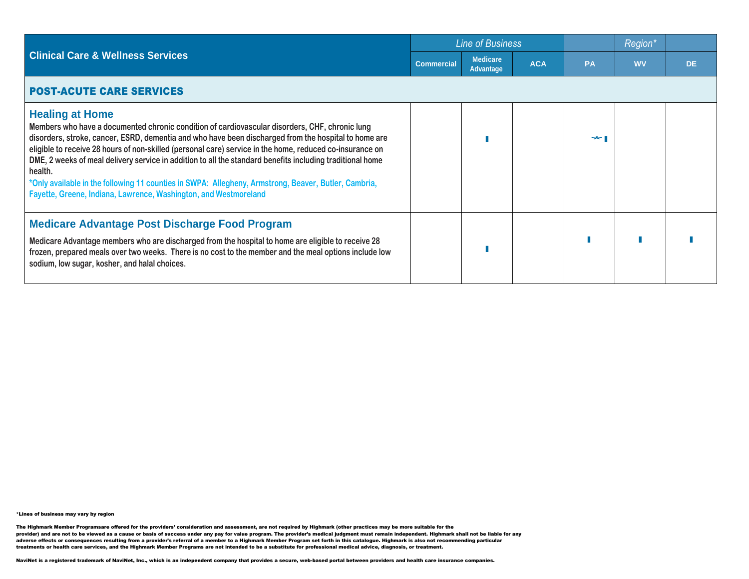| Clinical Care & Wellness Services | Line of Business | | | Region* | | |
|---|---|---|---|---|---|---|
| | Commercial | Medicare Advantage | ACA | PA | WV | DE |
| **POST-ACUTE CARE SERVICES** | | | | | | |
| **Healing at Home**<br>Members who have a documented chronic condition of cardiovascular disorders, CHF, chronic lung disorders, stroke, cancer, ESRD, dementia and who have been discharged from the hospital to home are eligible to receive 28 hours of non-skilled (personal care) service in the home, reduced co-insurance on DME, 2 weeks of meal delivery service in addition to all the standard benefits including traditional home health.<br>*Only available in the following 11 counties in SWPA: Allegheny, Armstrong, Beaver, Butler, Cambria, Fayette, Greene, Indiana, Lawrence, Washington, and Westmoreland | | ▮ | | * ▮ | | |
| **Medicare Advantage Post Discharge Food Program**<br>Medicare Advantage members who are discharged from the hospital to home are eligible to receive 28 frozen, prepared meals over two weeks. There is no cost to the member and the meal options include low sodium, low sugar, kosher, and halal choices. | | ▮ | | ▮ | ▮ | ▮ |

*Lines of business may vary by region

The Highmark Member Programsare offered for the providers' consideration and assessment, are not required by Highmark (other practices may be more suitable for the provider) and are not to be viewed as a cause or basis of success under any pay for value program. The provider's medical judgment must remain independent. Highmark shall not be liable for any adverse effects or consequences resulting from a provider's referral of a member to a Highmark Member Program set forth in this catalogue. Highmark is also not recommending particular treatments or health care services, and the Highmark Member Programs are not intended to be a substitute for professional medical advice, diagnosis, or treatment.

NaviNet is a registered trademark of NaviNet, Inc., which is an independent company that provides a secure, web-based portal between providers and health care insurance companies.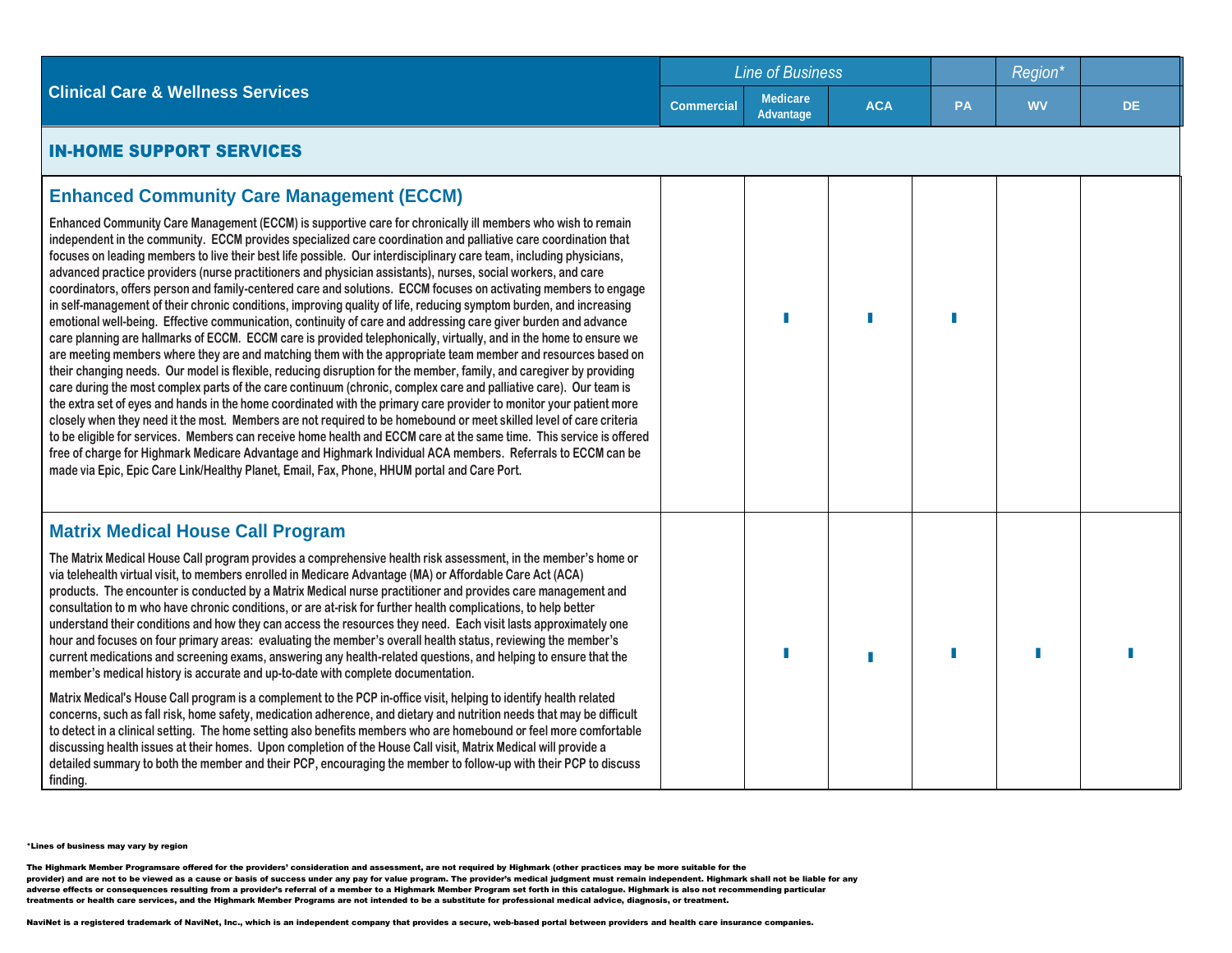| Clinical Care & Wellness Services | Line of Business | | | Region* | | |
|---|---|---|---|---|---|---|
| | Commercial | Medicare Advantage | ACA | PA | WV | DE |
| **IN-HOME SUPPORT SERVICES** | | | | | | |
| **Enhanced Community Care Management (ECCM)**<br><br>Enhanced Community Care Management (ECCM) is supportive care for chronically ill members who wish to remain independent in the community. ECCM provides specialized care coordination and palliative care coordination that focuses on leading members to live their best life possible. Our interdisciplinary care team, including physicians, advanced practice providers (nurse practitioners and physician assistants), nurses, social workers, and care coordinators, offers person and family-centered care and solutions. ECCM focuses on activating members to engage in self-management of their chronic conditions, improving quality of life, reducing symptom burden, and increasing emotional well-being. Effective communication, continuity of care and addressing care giver burden and advance care planning are hallmarks of ECCM. ECCM care is provided telephonically, virtually, and in the home to ensure we are meeting members where they are and matching them with the appropriate team member and resources based on their changing needs. Our model is flexible, reducing disruption for the member, family, and caregiver by providing care during the most complex parts of the care continuum (chronic, complex care and palliative care). Our team is the extra set of eyes and hands in the home coordinated with the primary care provider to monitor your patient more closely when they need it the most. Members are not required to be homebound or meet skilled level of care criteria to be eligible for services. Members can receive home health and ECCM care at the same time. This service is offered free of charge for Highmark Medicare Advantage and Highmark Individual ACA members. Referrals to ECCM can be made via Epic, Epic Care Link/Healthy Planet, Email, Fax, Phone, HHUM portal and Care Port. | | ▮ | ▮ | ▮ | | |
| **Matrix Medical House Call Program**<br><br>The Matrix Medical House Call program provides a comprehensive health risk assessment, in the member's home or via telehealth virtual visit, to members enrolled in Medicare Advantage (MA) or Affordable Care Act (ACA) products. The encounter is conducted by a Matrix Medical nurse practitioner and provides care management and consultation to m who have chronic conditions, or are at-risk for further health complications, to help better understand their conditions and how they can access the resources they need. Each visit lasts approximately one hour and focuses on four primary areas: evaluating the member's overall health status, reviewing the member's current medications and screening exams, answering any health-related questions, and helping to ensure that the member's medical history is accurate and up-to-date with complete documentation.<br><br>Matrix Medical's House Call program is a complement to the PCP in-office visit, helping to identify health related concerns, such as fall risk, home safety, medication adherence, and dietary and nutrition needs that may be difficult to detect in a clinical setting. The home setting also benefits members who are homebound or feel more comfortable discussing health issues at their homes. Upon completion of the House Call visit, Matrix Medical will provide a detailed summary to both the member and their PCP, encouraging the member to follow-up with their PCP to discuss finding. | | ▮ | ▮ | ▮ | ▮ | ▮ |

*Lines of business may vary by region

The Highmark Member Programsare offered for the providers' consideration and assessment, are not required by Highmark (other practices may be more suitable for the provider) and are not to be viewed as a cause or basis of success under any pay for value program. The provider's medical judgment must remain independent. Highmark shall not be liable for any adverse effects or consequences resulting from a provider's referral of a member to a Highmark Member Program set forth in this catalogue. Highmark is also not recommending particular treatments or health care services, and the Highmark Member Programs are not intended to be a substitute for professional medical advice, diagnosis, or treatment.

NaviNet is a registered trademark of NaviNet, Inc., which is an independent company that provides a secure, web-based portal between providers and health care insurance companies.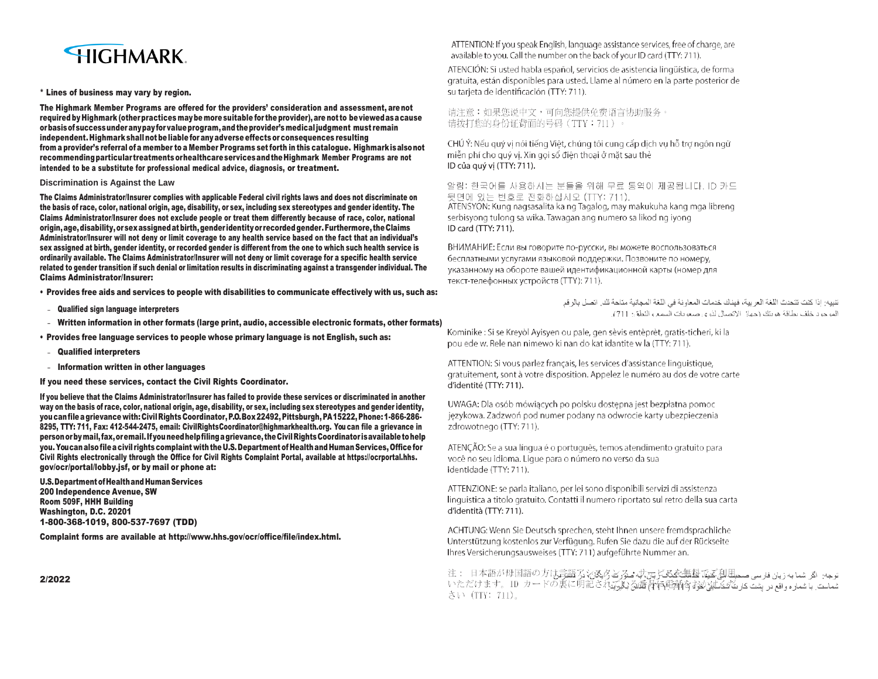# HIGHMARK

\* Lines of business may vary by region.

**The Highmark Member Programs are offered for the providers' consideration and assessment, are not required by Highmark (other practices may be more suitable for the provider), are not to be viewed as a cause or basis of success under any pay for value program, and the provider's medical judgment must remain independent. Highmark shall not be liable for any adverse effects or consequences resulting from a provider's referral of a member to a Member Programs set forth in this catalogue. Highmark is also not recommending particular treatments or healthcare services and the Highmark Member Programs are not intended to be a substitute for professional medical advice, diagnosis, or treatment.**

## Discrimination is Against the Law

**The Claims Administrator/Insurer complies with applicable Federal civil rights laws and does not discriminate on the basis of race, color, national origin, age, disability, or sex, including sex stereotypes and gender identity. The Claims Administrator/Insurer does not exclude people or treat them differently because of race, color, national origin, age, disability, or sex assigned at birth, gender identity or recorded gender. Furthermore, the Claims Administrator/Insurer will not deny or limit coverage to any health service based on the fact that an individual's sex assigned at birth, gender identity, or recorded gender is different from the one to which such health service is ordinarily available. The Claims Administrator/Insurer will not deny or limit coverage for a specific health service related to gender transition if such denial or limitation results in discriminating against a transgender individual. The Claims Administrator/Insurer:**

- **Provides free aids and services to people with disabilities to communicate effectively with us, such as:**
  - **Qualified sign language interpreters**
  - **Written information in other formats (large print, audio, accessible electronic formats, other formats)**
- **Provides free language services to people whose primary language is not English, such as:**
  - **Qualified interpreters**
  - **Information written in other languages**

**If you need these services, contact the Civil Rights Coordinator.**

**If you believe that the Claims Administrator/Insurer has failed to provide these services or discriminated in another way on the basis of race, color, national origin, age, disability, or sex, including sex stereotypes and gender identity, you can file a grievance with: Civil Rights Coordinator, P.O. Box 22492, Pittsburgh, PA 15222, Phone: 1-866-286-8295, TTY: 711, Fax: 412-544-2475, email: CivilRightsCoordinator@highmarkhealth.org. You can file a grievance in person or by mail, fax, or email. If you need help filing a grievance, the Civil Rights Coordinator is available to help you. You can also file a civil rights complaint with the U.S. Department of Health and Human Services, Office for Civil Rights electronically through the Office for Civil Rights Complaint Portal, available at https://ocrportal.hhs.gov/ocr/portal/lobby.jsf, or by mail or phone at:**

**U.S. Department of Health and Human Services**
**200 Independence Avenue, SW**
**Room 509F, HHH Building**
**Washington, D.C. 20201**
**1-800-368-1019, 800-537-7697 (TDD)**

**Complaint forms are available at http://www.hhs.gov/ocr/office/file/index.html.**

**2/2022**

ATTENTION: If you speak English, language assistance services, free of charge, are available to you. Call the number on the back of your ID card (TTY: 711).

ATENCIÓN: Si usted habla español, servicios de asistencia lingüística, de forma gratuita, están disponibles para usted. Llame al número en la parte posterior de su tarjeta de identificación (TTY: 711).

请注意：如果您说中文，可向您提供免费语言协助服务。请拨打您的身份证背面的号码（TTY：711）。

CHÚ Ý: Nếu quý vị nói tiếng Việt, chúng tôi cung cấp dịch vụ hỗ trợ ngôn ngữ miễn phí cho quý vị. Xin gọi số điện thoại ở mặt sau thẻ ID của quý vị (TTY: 711).

알림: 한국어를 사용하시는 분들을 위해 무료 통역이 제공됩니다. ID 카드 뒷면에 있는 번호로 전화하십시오 (TTY: 711).

ATENSYON: Kung nagsasalita ka ng Tagalog, may makukuha kang mga libreng serbisyong tulong sa wika. Tawagan ang numero sa likod ng iyong ID card (TTY: 711).

ВНИМАНИЕ: Если вы говорите по-русски, вы можете воспользоваться бесплатными услугами языковой поддержки. Позвоните по номеру, указанному на обороте вашей идентификационной карты (номер для текст-телефонных устройств (TTY): 711).

تنبيه: إذا كنت تتحدث اللغة العربية، فهناك خدمات المعاونة في اللغة المجانية متاحة لك. اتصل بالرقم الموجود خلف بطاقة هويتك (جهاز الاتصال لذوي صعوبات السمع والنطق: 711).

Kominike : Si se Kreyòl Ayisyen ou pale, gen sèvis entèprèt, gratis-ticheri, ki la pou ede w. Rele nan nimewo ki nan do kat idantite w la (TTY: 711).

ATTENTION: Si vous parlez français, les services d'assistance linguistique, gratuitement, sont à votre disposition. Appelez le numéro au dos de votre carte d'identité (TTY: 711).

UWAGA: Dla osób mówiących po polsku dostępna jest bezpłatna pomoc językowa. Zadzwoń pod numer podany na odwrocie karty ubezpieczenia zdrowotnego (TTY: 711).

ATENÇÃO: Se a sua língua é o português, temos atendimento gratuito para você no seu idioma. Ligue para o número no verso da sua identidade (TTY: 711).

ATTENZIONE: se parla italiano, per lei sono disponibili servizi di assistenza linguistica a titolo gratuito. Contatti il numero riportato sul retro della sua carta d'identità (TTY: 711).

ACHTUNG: Wenn Sie Deutsch sprechen, steht Ihnen unsere fremdsprachliche Unterstützung kostenlos zur Verfügung. Rufen Sie dazu die auf der Rückseite Ihres Versicherungsausweises (TTY: 711) aufgeführte Nummer an.

注：日本語が母国語の方は言語アシスタンス・サービスを無料でご利用いただけます。ID カードの裏に明記されている番号に電話をおかけください（TTY：711）。

توجه: اگر شما به زبان فارسی صحبت می کنید، خدمات کمک زبانی به صورت رایگان در اختیار شماست. با شماره واقع در پشت کارت شناسایی خود (TTY: 711) تماس بگیرید.